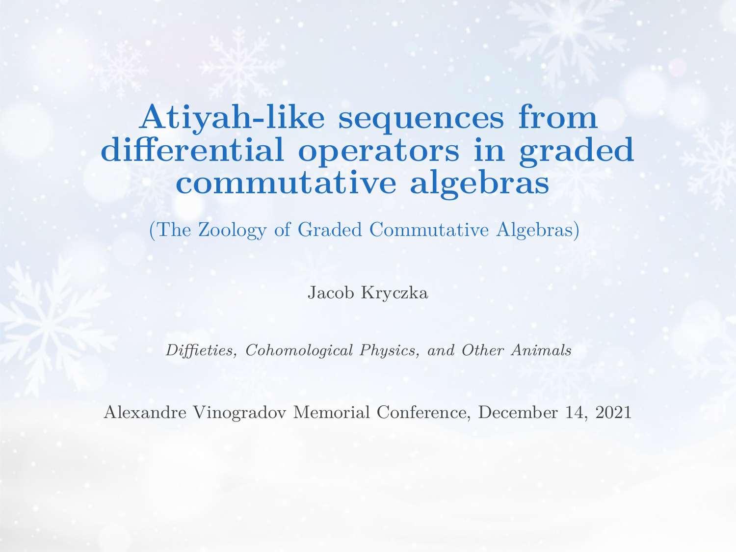# Atiyah-like sequences from differential operators in graded commutative algebras

(The Zoology of Graded Commutative Algebras)

Jacob Kryczka

*Diffieties, Cohomological Physics, and Other Animals*

Alexandre Vinogradov Memorial Conference, December 14, 2021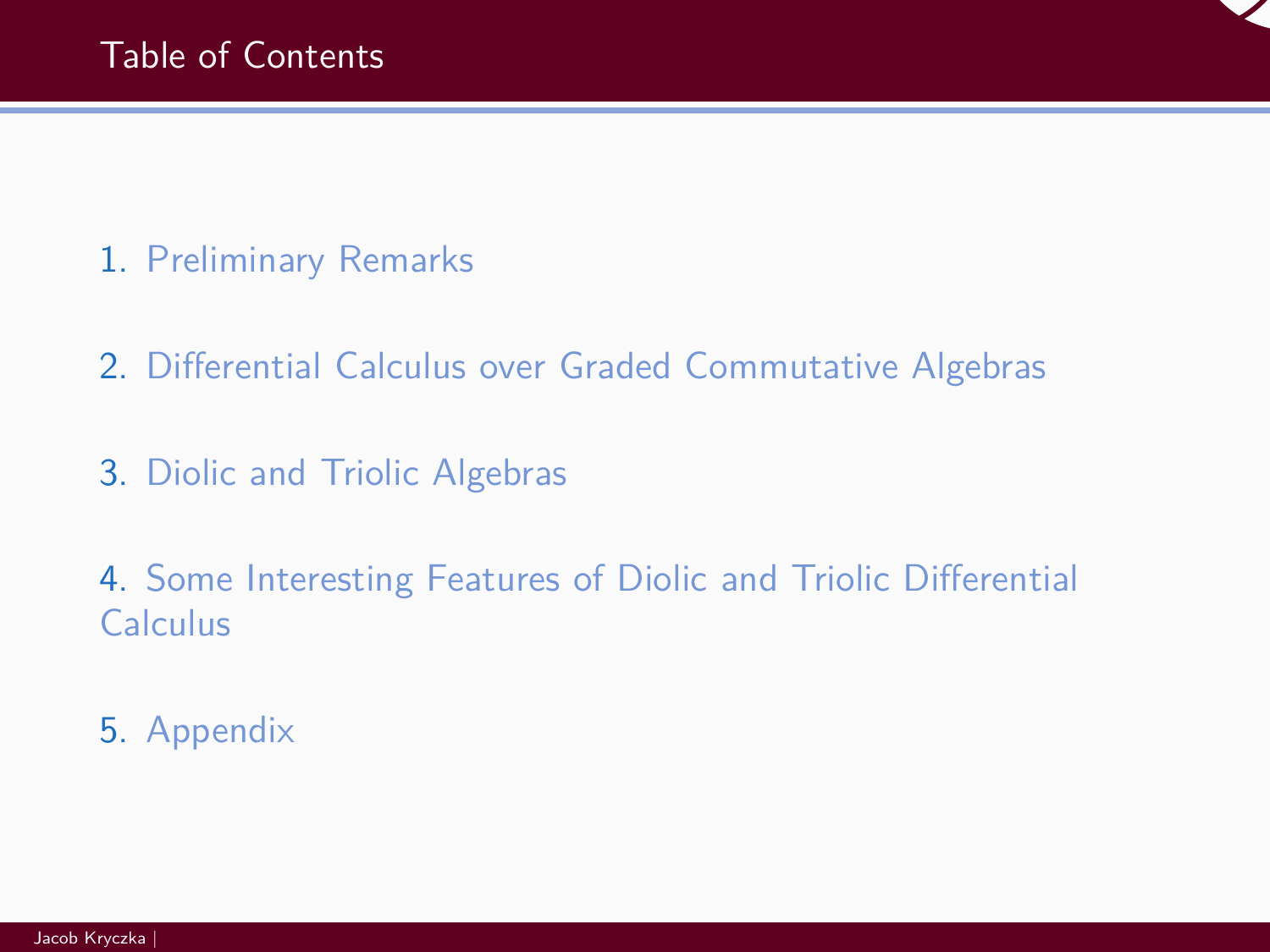## Table of Contents

1. Preliminary Remarks
2. Differential Calculus over Graded Commutative Algebras
3. Diolic and Triolic Algebras
4. Some Interesting Features of Diolic and Triolic Differential Calculus
5. Appendix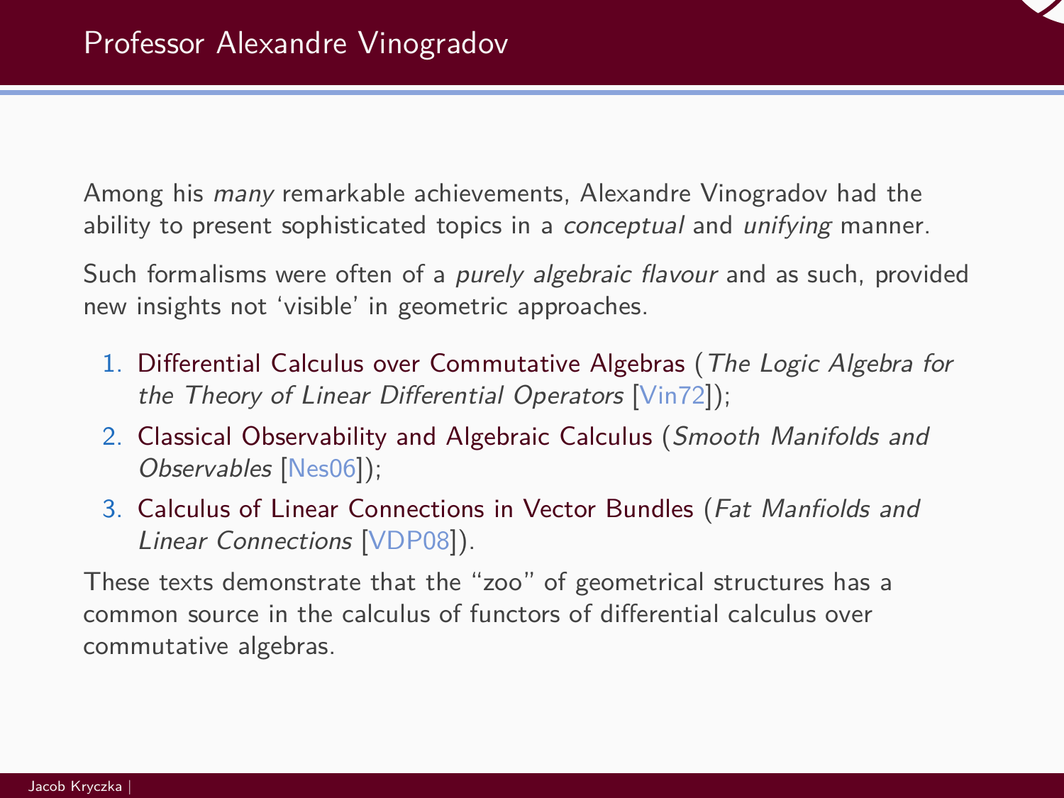## Professor Alexandre Vinogradov

Among his *many* remarkable achievements, Alexandre Vinogradov had the ability to present sophisticated topics in a *conceptual* and *unifying* manner.

Such formalisms were often of a *purely algebraic flavour* and as such, provided new insights not 'visible' in geometric approaches.

1. Differential Calculus over Commutative Algebras (*The Logic Algebra for the Theory of Linear Differential Operators* [Vin72]);
2. Classical Observability and Algebraic Calculus (*Smooth Manifolds and Observables* [Nes06]);
3. Calculus of Linear Connections in Vector Bundles (*Fat Manfiolds and Linear Connections* [VDP08]).

These texts demonstrate that the "zoo" of geometrical structures has a common source in the calculus of functors of differential calculus over commutative algebras.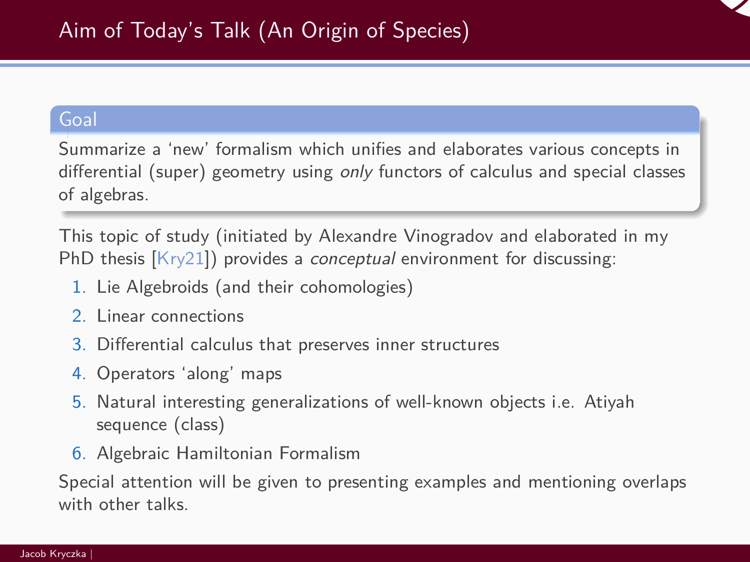# Aim of Today's Talk (An Origin of Species)

**Goal**

Summarize a 'new' formalism which unifies and elaborates various concepts in differential (super) geometry using *only* functors of calculus and special classes of algebras.

This topic of study (initiated by Alexandre Vinogradov and elaborated in my PhD thesis [Kry21]) provides a *conceptual* environment for discussing:

1. Lie Algebroids (and their cohomologies)
2. Linear connections
3. Differential calculus that preserves inner structures
4. Operators 'along' maps
5. Natural interesting generalizations of well-known objects i.e. Atiyah sequence (class)
6. Algebraic Hamiltonian Formalism

Special attention will be given to presenting examples and mentioning overlaps with other talks.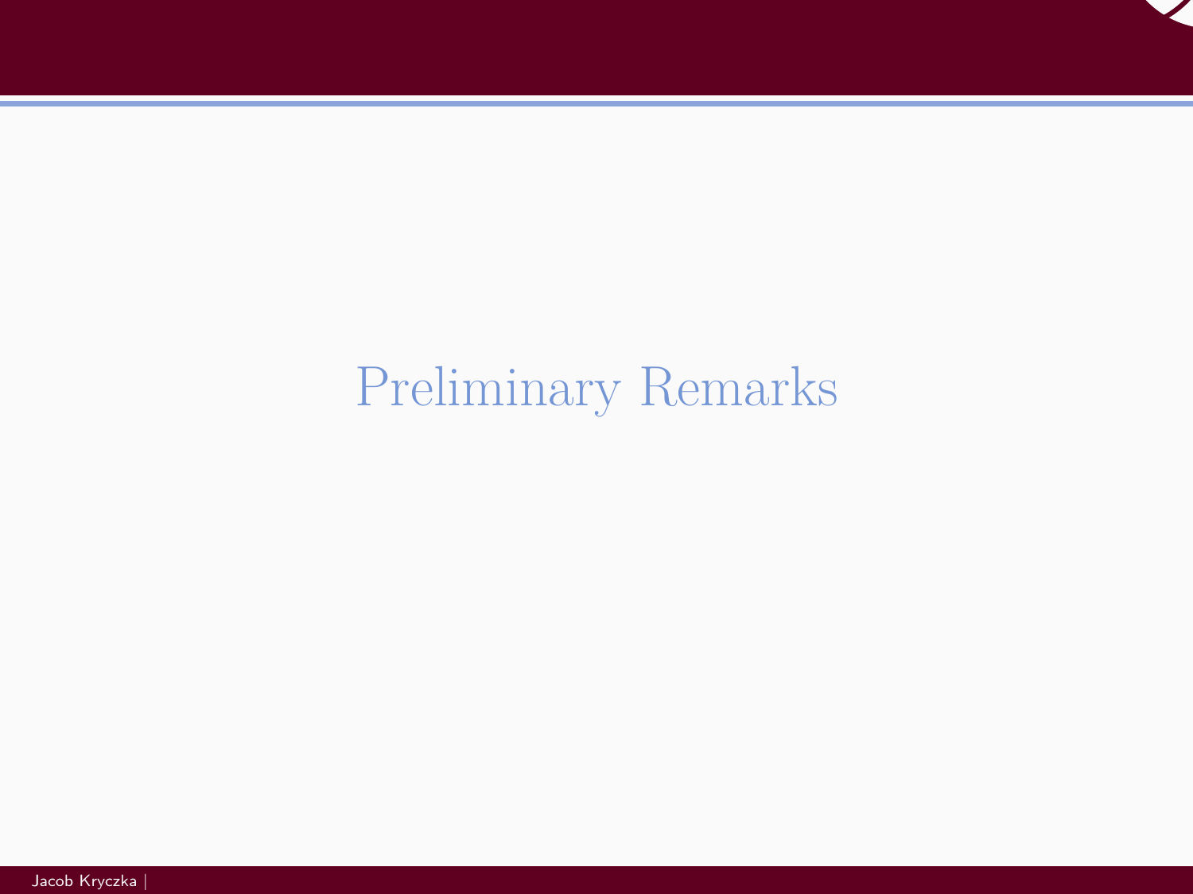# Preliminary Remarks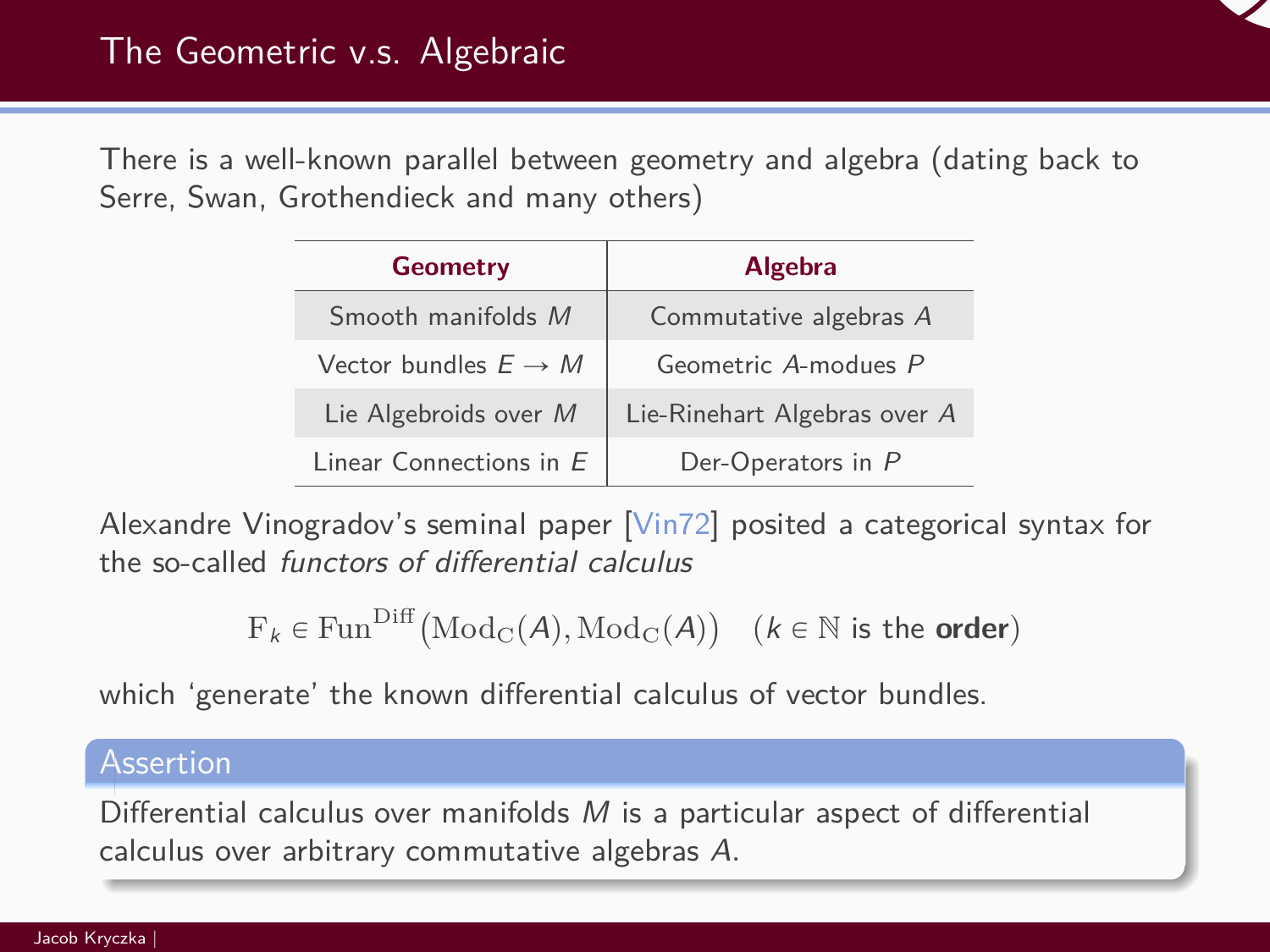# The Geometric v.s. Algebraic

There is a well-known parallel between geometry and algebra (dating back to Serre, Swan, Grothendieck and many others)

| **Geometry** | **Algebra** |
| --- | --- |
| Smooth manifolds $M$ | Commutative algebras $A$ |
| Vector bundles $E \to M$ | Geometric $A$-modues $P$ |
| Lie Algebroids over $M$ | Lie-Rinehart Algebras over $A$ |
| Linear Connections in $E$ | Der-Operators in $P$ |

Alexandre Vinogradov's seminal paper [Vin72] posited a categorical syntax for the so-called *functors of differential calculus*

$$\mathrm{F}_k \in \mathrm{Fun}^{\mathrm{Diff}}\big(\mathrm{Mod}_{\mathrm{C}}(A), \mathrm{Mod}_{\mathrm{C}}(A)\big) \quad (k \in \mathbb{N} \text{ is the } \textbf{order})$$

which 'generate' the known differential calculus of vector bundles.

**Assertion**

Differential calculus over manifolds $M$ is a particular aspect of differential calculus over arbitrary commutative algebras $A$.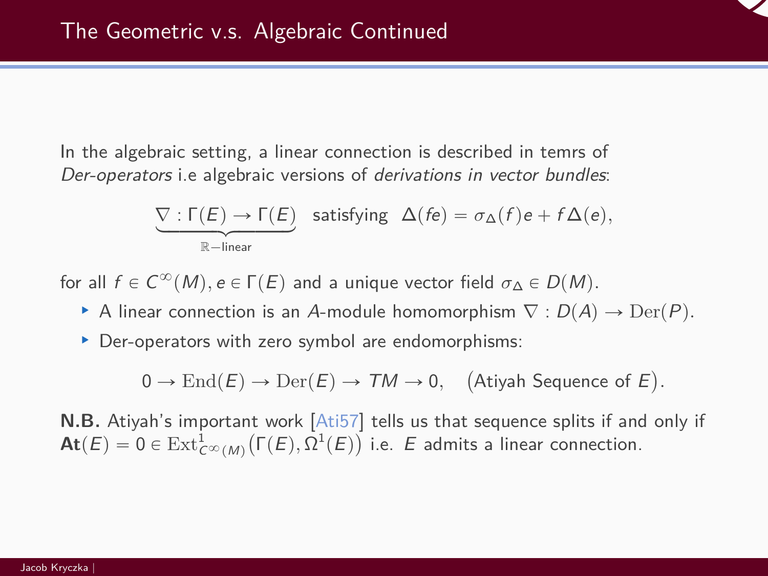# The Geometric v.s. Algebraic Continued

In the algebraic setting, a linear connection is described in temrs of *Der-operators* i.e algebraic versions of *derivations in vector bundles*:

$$\underbrace{\nabla : \Gamma(E) \to \Gamma(E)}_{\mathbb{R}-\text{linear}} \quad \text{satisfying} \quad \Delta(fe) = \sigma_\Delta(f)e + f\Delta(e),$$

for all $f \in C^\infty(M), e \in \Gamma(E)$ and a unique vector field $\sigma_\Delta \in D(M)$.

- A linear connection is an $A$-module homomorphism $\nabla : D(A) \to \mathrm{Der}(P)$.
- Der-operators with zero symbol are endomorphisms:

$$0 \to \mathrm{End}(E) \to \mathrm{Der}(E) \to TM \to 0, \quad \big(\text{Atiyah Sequence of } E\big).$$

**N.B.** Atiyah's important work [Ati57] tells us that sequence splits if and only if $\mathbf{At}(E) = 0 \in \mathrm{Ext}^1_{C^\infty(M)}\big(\Gamma(E), \Omega^1(E)\big)$ i.e. $E$ admits a linear connection.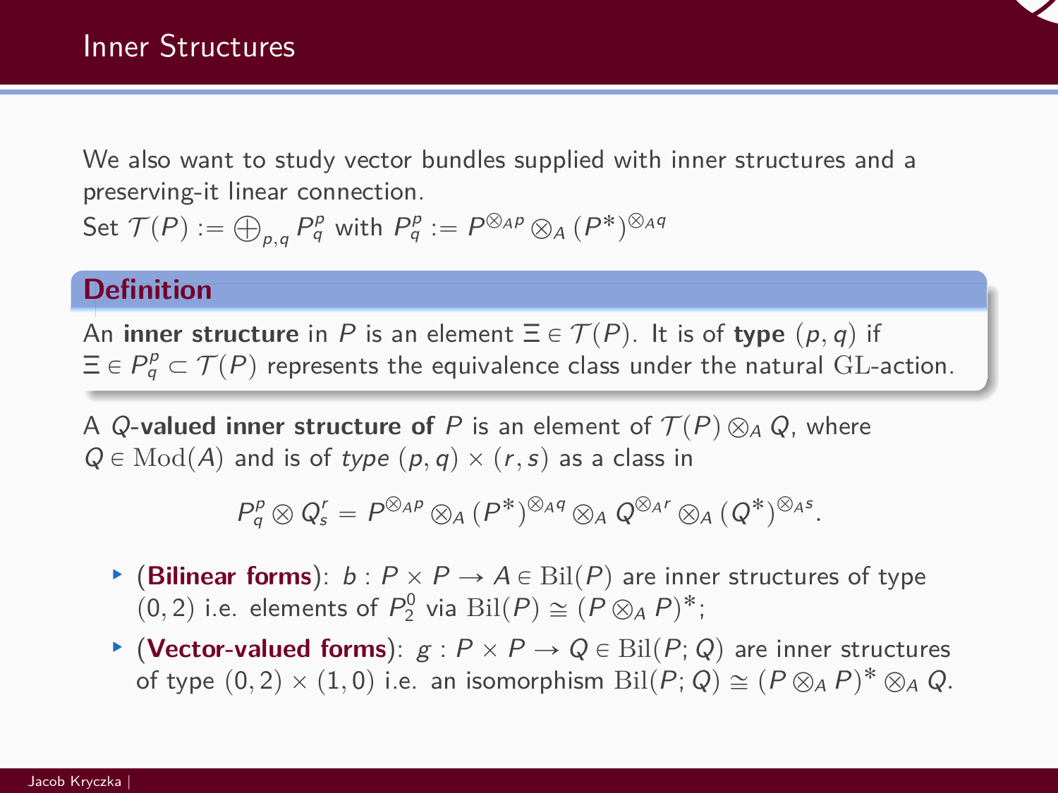## Inner Structures

We also want to study vector bundles supplied with inner structures and a preserving-it linear connection.
Set $\mathcal{T}(P) := \bigoplus_{p,q} P^p_q$ with $P^p_q := P^{\otimes_A p} \otimes_A (P^*)^{\otimes_A q}$

**Definition**

An **inner structure** in $P$ is an element $\Xi \in \mathcal{T}(P)$. It is of **type** $(p,q)$ if $\Xi \in P^p_q \subset \mathcal{T}(P)$ represents the equivalence class under the natural $\mathrm{GL}$-action.

A $Q$**-valued inner structure of** $P$ is an element of $\mathcal{T}(P) \otimes_A Q$, where $Q \in \mathrm{Mod}(A)$ and is of *type* $(p,q) \times (r,s)$ as a class in

$$P^p_q \otimes Q^r_s = P^{\otimes_A p} \otimes_A (P^*)^{\otimes_A q} \otimes_A Q^{\otimes_A r} \otimes_A (Q^*)^{\otimes_A s}.$$

- (**Bilinear forms**): $b : P \times P \to A \in \mathrm{Bil}(P)$ are inner structures of type $(0,2)$ i.e. elements of $P^0_2$ via $\mathrm{Bil}(P) \simeq (P \otimes_A P)^*$;
- (**Vector-valued forms**): $g : P \times P \to Q \in \mathrm{Bil}(P; Q)$ are inner structures of type $(0,2) \times (1,0)$ i.e. an isomorphism $\mathrm{Bil}(P; Q) \simeq (P \otimes_A P)^* \otimes_A Q$.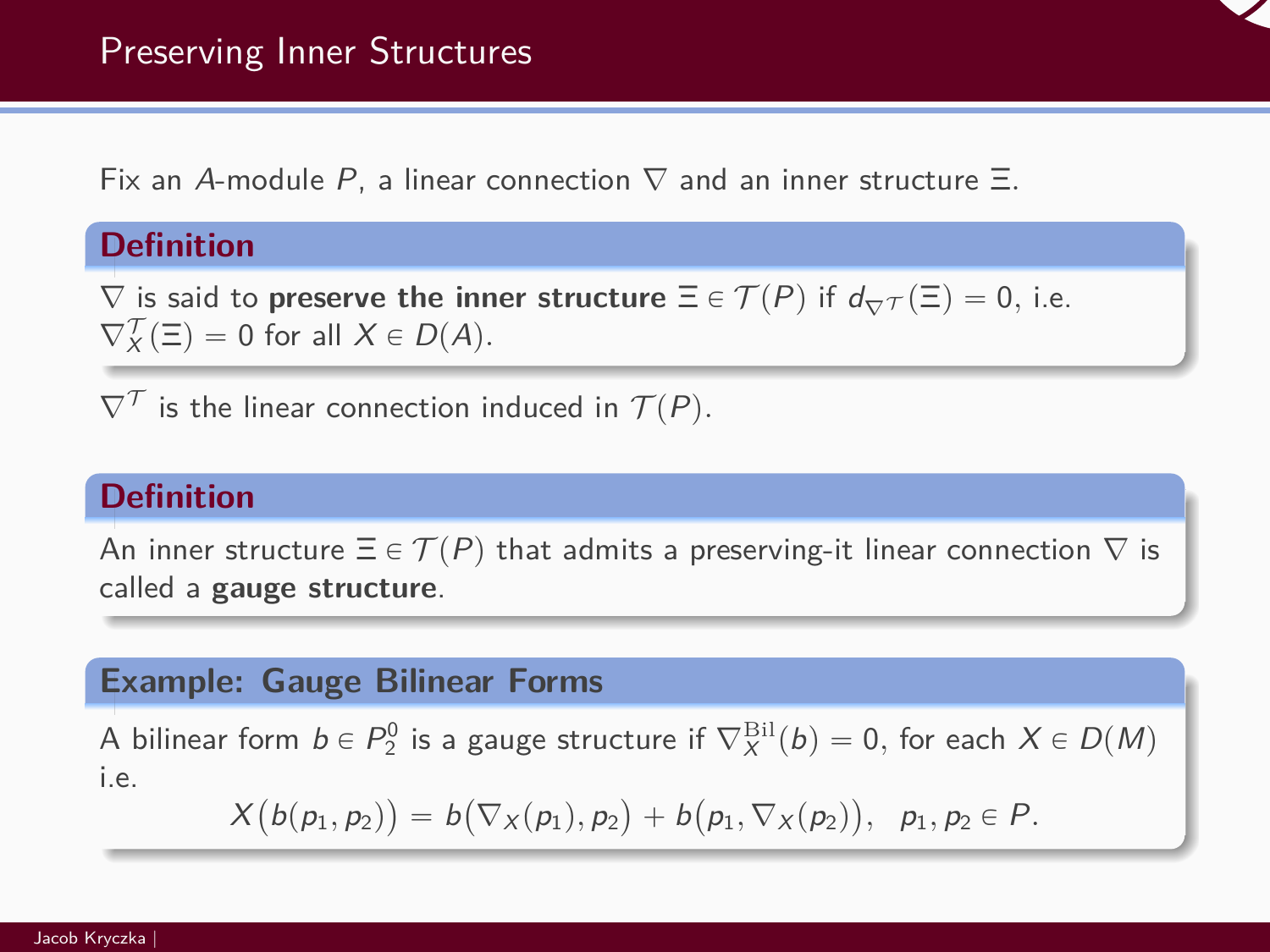# Preserving Inner Structures

Fix an $A$-module $P$, a linear connection $\nabla$ and an inner structure $\Xi$.

**Definition**

$\nabla$ is said to **preserve the inner structure** $\Xi \in \mathcal{T}(P)$ if $d_{\nabla^{\mathcal{T}}}(\Xi) = 0$, i.e. $\nabla_X^{\mathcal{T}}(\Xi) = 0$ for all $X \in D(A)$.

$\nabla^{\mathcal{T}}$ is the linear connection induced in $\mathcal{T}(P)$.

**Definition**

An inner structure $\Xi \in \mathcal{T}(P)$ that admits a preserving-it linear connection $\nabla$ is called a **gauge structure**.

**Example: Gauge Bilinear Forms**

A bilinear form $b \in P_2^0$ is a gauge structure if $\nabla_X^{\mathrm{Bil}}(b) = 0$, for each $X \in D(M)$ i.e.

$$X\big(b(p_1, p_2)\big) = b\big(\nabla_X(p_1), p_2\big) + b\big(p_1, \nabla_X(p_2)\big), \quad p_1, p_2 \in P.$$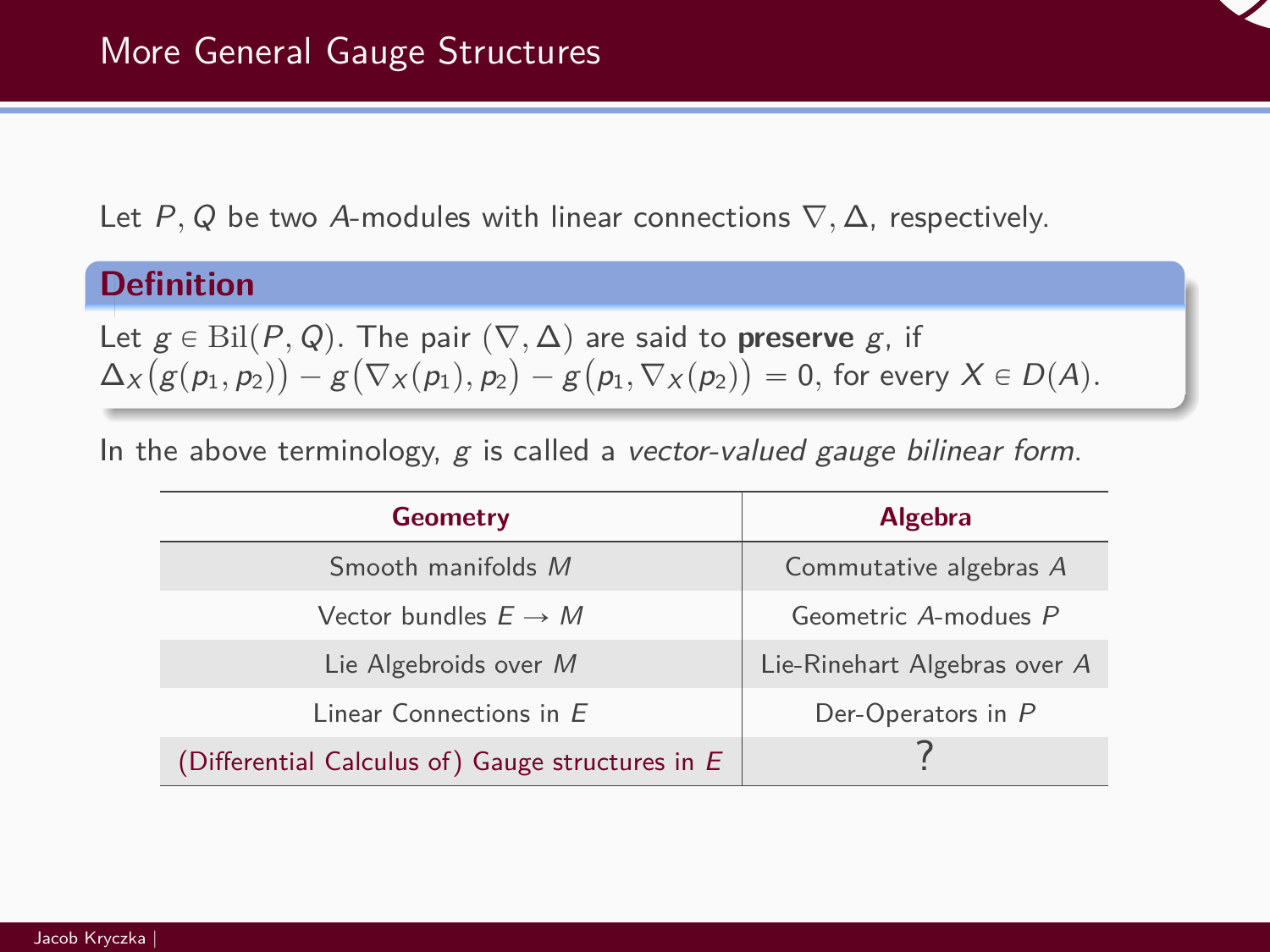## More General Gauge Structures

Let $P, Q$ be two $A$-modules with linear connections $\nabla, \Delta$, respectively.

**Definition**

Let $g \in \mathrm{Bil}(P, Q)$. The pair $(\nabla, \Delta)$ are said to **preserve** $g$, if $\Delta_X\big(g(p_1, p_2)\big) - g\big(\nabla_X(p_1), p_2\big) - g\big(p_1, \nabla_X(p_2)\big) = 0$, for every $X \in D(A)$.

In the above terminology, $g$ is called a *vector-valued gauge bilinear form*.

| Geometry | Algebra |
| --- | --- |
| Smooth manifolds $M$ | Commutative algebras $A$ |
| Vector bundles $E \to M$ | Geometric $A$-modues $P$ |
| Lie Algebroids over $M$ | Lie-Rinehart Algebras over $A$ |
| Linear Connections in $E$ | Der-Operators in $P$ |
| (Differential Calculus of) Gauge structures in $E$ | ? |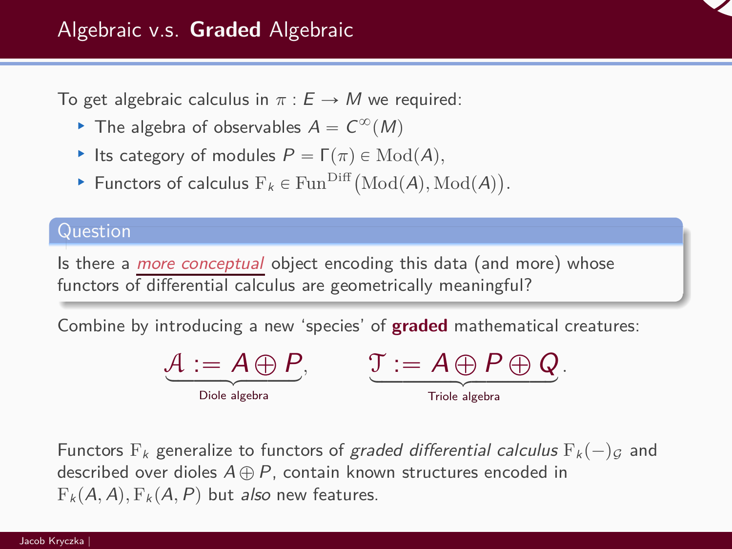# Algebraic v.s. **Graded** Algebraic

To get algebraic calculus in $\pi : E \to M$ we required:

- The algebra of observables $A = C^{\infty}(M)$
- Its category of modules $P = \Gamma(\pi) \in \mathrm{Mod}(A)$,
- Functors of calculus $\mathrm{F}_k \in \mathrm{Fun}^{\mathrm{Diff}}\big(\mathrm{Mod}(A), \mathrm{Mod}(A)\big)$.

**Question**

Is there a *more conceptual* object encoding this data (and more) whose functors of differential calculus are geometrically meaningful?

Combine by introducing a new ‘species’ of **graded** mathematical creatures:

$$\underbrace{\mathcal{A} := A \oplus P}_{\text{Diole algebra}}, \qquad \underbrace{\mathcal{T} := A \oplus P \oplus Q}_{\text{Triole algebra}}.$$

Functors $\mathrm{F}_k$ generalize to functors of *graded differential calculus* $\mathrm{F}_k(-)_{\mathcal{G}}$ and described over dioles $A \oplus P$, contain known structures encoded in $\mathrm{F}_k(A, A), \mathrm{F}_k(A, P)$ but *also* new features.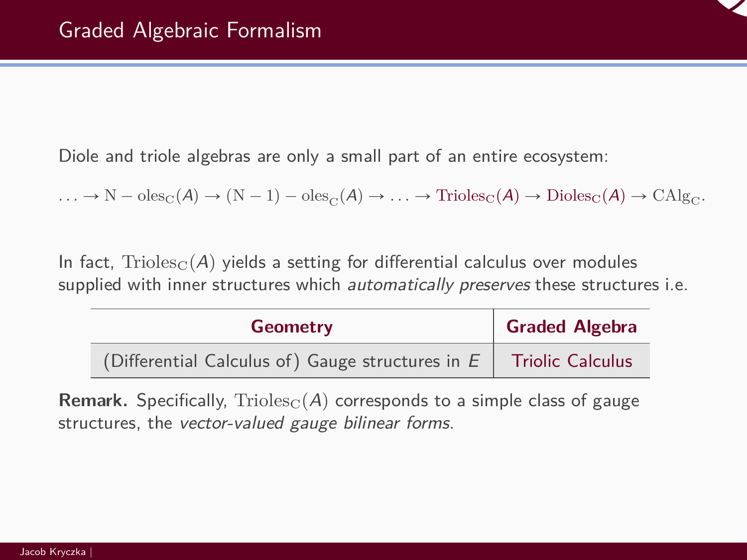# Graded Algebraic Formalism

Diole and triole algebras are only a small part of an entire ecosystem:

$$\ldots \to \mathrm{N}-\mathrm{oles}_{\mathrm{C}}(A) \to (\mathrm{N}-1)-\mathrm{oles}_{\mathrm{C}}(A) \to \ldots \to \mathrm{Trioles}_{\mathrm{C}}(A) \to \mathrm{Dioles}_{\mathrm{C}}(A) \to \mathrm{CAlg}_{\mathrm{C}}.$$

In fact, $\mathrm{Trioles}_{\mathrm{C}}(A)$ yields a setting for differential calculus over modules supplied with inner structures which *automatically preserves* these structures i.e.

| **Geometry** | **Graded Algebra** |
|---|---|
| (Differential Calculus of) Gauge structures in $E$ | Triolic Calculus |

**Remark.** Specifically, $\mathrm{Trioles}_{\mathrm{C}}(A)$ corresponds to a simple class of gauge structures, the *vector-valued gauge bilinear forms*.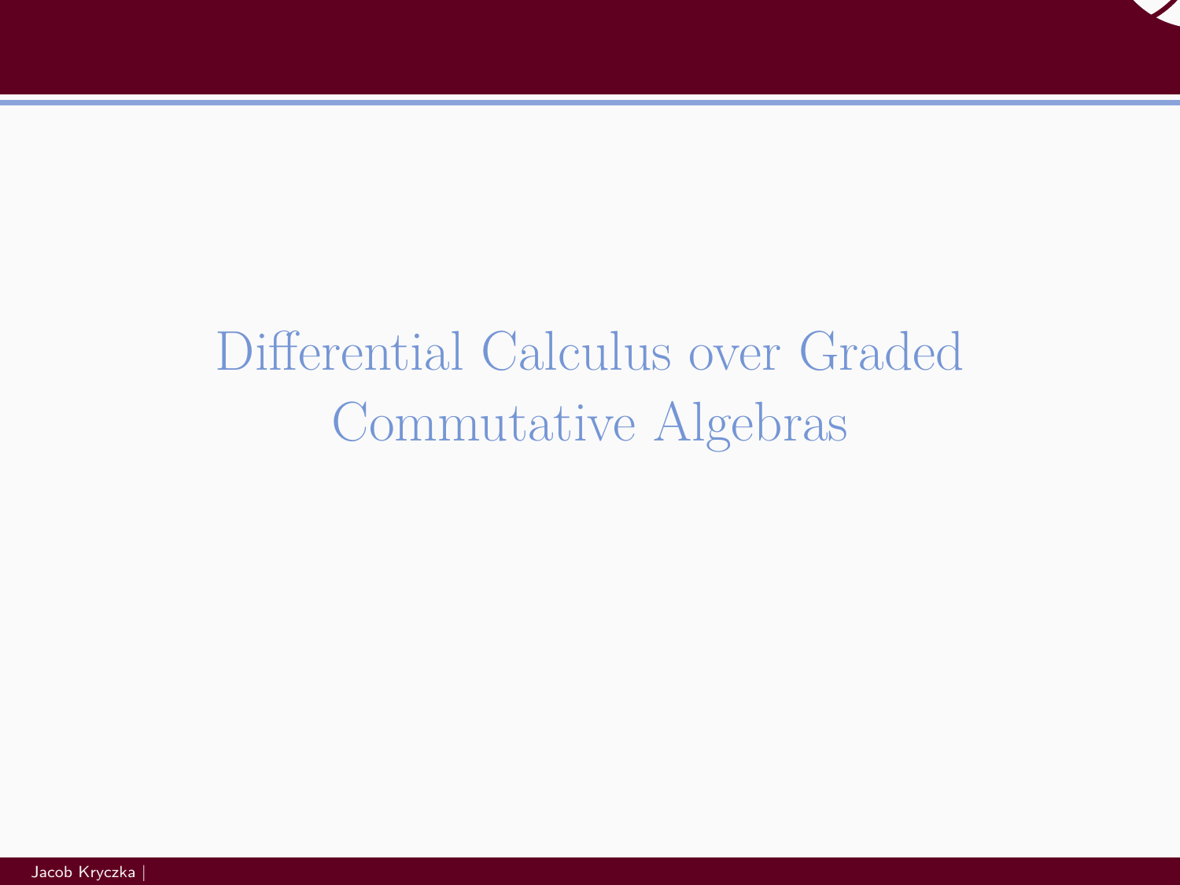# Differential Calculus over Graded Commutative Algebras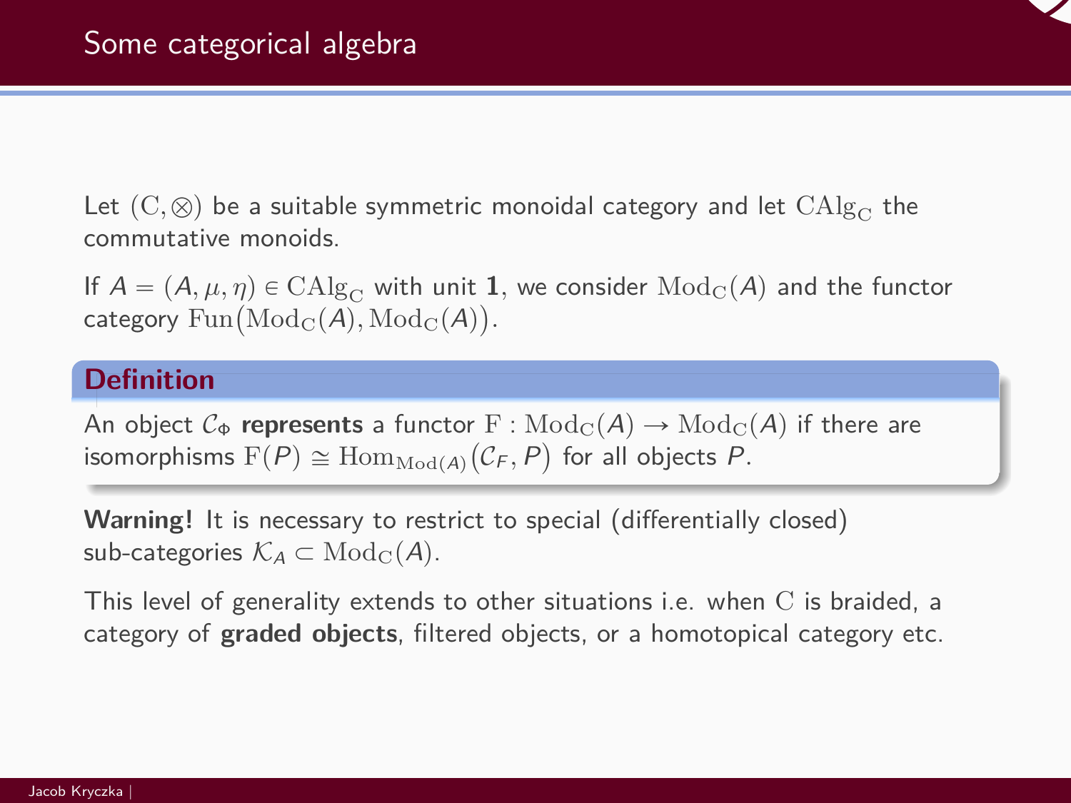## Some categorical algebra

Let $(\mathrm{C}, \otimes)$ be a suitable symmetric monoidal category and let $\mathrm{CAlg}_{\mathrm{C}}$ the commutative monoids.

If $A = (A, \mu, \eta) \in \mathrm{CAlg}_{\mathrm{C}}$ with unit $\mathbf{1}$, we consider $\mathrm{Mod}_{\mathrm{C}}(A)$ and the functor category $\mathrm{Fun}\big(\mathrm{Mod}_{\mathrm{C}}(A), \mathrm{Mod}_{\mathrm{C}}(A)\big)$.

**Definition**

An object $\mathcal{C}_{\Phi}$ **represents** a functor $\mathrm{F} : \mathrm{Mod}_{\mathrm{C}}(A) \to \mathrm{Mod}_{\mathrm{C}}(A)$ if there are isomorphisms $\mathrm{F}(P) \cong \mathrm{Hom}_{\mathrm{Mod}(A)}\big(\mathcal{C}_F, P\big)$ for all objects $P$.

**Warning!** It is necessary to restrict to special (differentially closed) sub-categories $\mathcal{K}_A \subset \mathrm{Mod}_{\mathrm{C}}(A)$.

This level of generality extends to other situations i.e. when $\mathrm{C}$ is braided, a category of **graded objects**, filtered objects, or a homotopical category etc.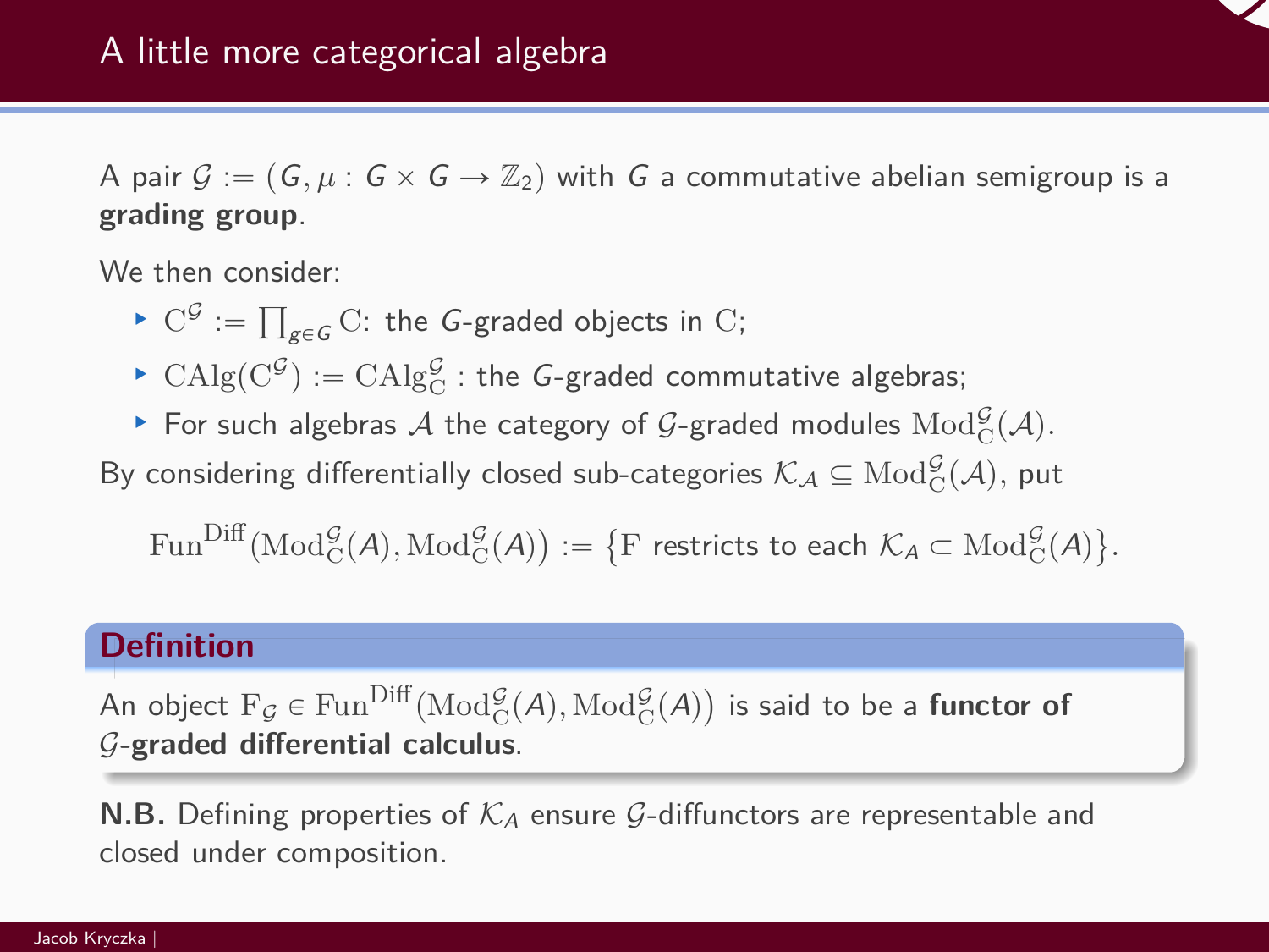# A little more categorical algebra

A pair $\mathcal{G} := (G, \mu : G \times G \to \mathbb{Z}_2)$ with $G$ a commutative abelian semigroup is a **grading group**.

We then consider:

- $\mathrm{C}^{\mathcal{G}} := \prod_{g \in G} \mathrm{C}$: the $G$-graded objects in $\mathrm{C}$;
- $\mathrm{CAlg}(\mathrm{C}^{\mathcal{G}}) := \mathrm{CAlg}_{\mathrm{C}}^{\mathcal{G}}$ : the $G$-graded commutative algebras;
- For such algebras $\mathcal{A}$ the category of $\mathcal{G}$-graded modules $\mathrm{Mod}_{\mathrm{C}}^{\mathcal{G}}(\mathcal{A})$.

By considering differentially closed sub-categories $\mathcal{K}_{\mathcal{A}} \subseteq \mathrm{Mod}_{\mathrm{C}}^{\mathcal{G}}(\mathcal{A})$, put

$$\mathrm{Fun}^{\mathrm{Diff}}\big(\mathrm{Mod}_{\mathrm{C}}^{\mathcal{G}}(A), \mathrm{Mod}_{\mathrm{C}}^{\mathcal{G}}(A)\big) := \big\{\mathrm{F} \text{ restricts to each } \mathcal{K}_A \subset \mathrm{Mod}_{\mathrm{C}}^{\mathcal{G}}(A)\big\}.$$

**Definition**

An object $\mathrm{F}_{\mathcal{G}} \in \mathrm{Fun}^{\mathrm{Diff}}\big(\mathrm{Mod}_{\mathrm{C}}^{\mathcal{G}}(A), \mathrm{Mod}_{\mathrm{C}}^{\mathcal{G}}(A)\big)$ is said to be a **functor of $\mathcal{G}$-graded differential calculus**.

**N.B.** Defining properties of $\mathcal{K}_A$ ensure $\mathcal{G}$-diffunctors are representable and closed under composition.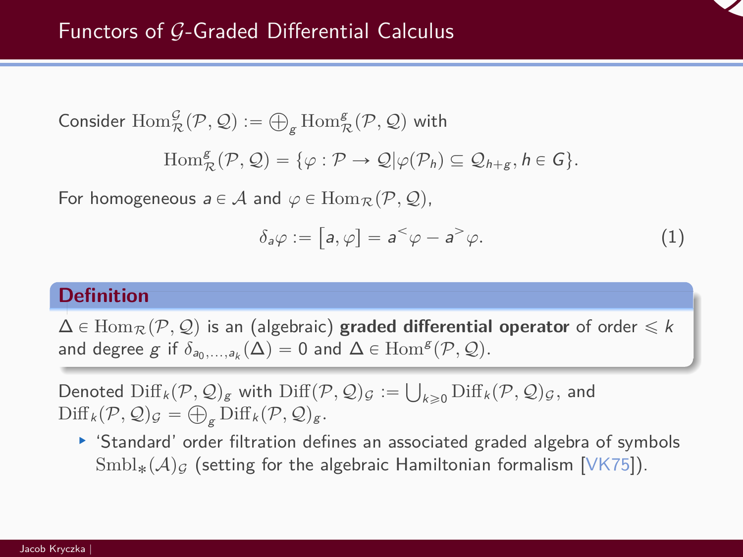## Functors of $\mathcal{G}$-Graded Differential Calculus

Consider $\mathrm{Hom}_{\mathcal{R}}^{\mathcal{G}}(\mathcal{P},\mathcal{Q}) := \bigoplus_g \mathrm{Hom}_{\mathcal{R}}^{g}(\mathcal{P},\mathcal{Q})$ with

$$\mathrm{Hom}_{\mathcal{R}}^{g}(\mathcal{P},\mathcal{Q}) = \{\varphi : \mathcal{P} \to \mathcal{Q} | \varphi(\mathcal{P}_h) \subseteq \mathcal{Q}_{h+g}, h \in G\}.$$

For homogeneous $a \in \mathcal{A}$ and $\varphi \in \mathrm{Hom}_{\mathcal{R}}(\mathcal{P},\mathcal{Q})$,

$$\delta_a \varphi := [a, \varphi] = a^{<}\varphi - a^{>}\varphi. \tag{1}$$

**Definition**

$\Delta \in \mathrm{Hom}_{\mathcal{R}}(\mathcal{P},\mathcal{Q})$ is an (algebraic) **graded differential operator** of order $\leqslant k$ and degree $g$ if $\delta_{a_0,\ldots,a_k}(\Delta) = 0$ and $\Delta \in \mathrm{Hom}^{g}(\mathcal{P},\mathcal{Q})$.

Denoted $\mathrm{Diff}_k(\mathcal{P},\mathcal{Q})_g$ with $\mathrm{Diff}(\mathcal{P},\mathcal{Q})_{\mathcal{G}} := \bigcup_{k\geqslant 0} \mathrm{Diff}_k(\mathcal{P},\mathcal{Q})_{\mathcal{G}}$, and $\mathrm{Diff}_k(\mathcal{P},\mathcal{Q})_{\mathcal{G}} = \bigoplus_g \mathrm{Diff}_k(\mathcal{P},\mathcal{Q})_g$.

- 'Standard' order filtration defines an associated graded algebra of symbols $\mathrm{Smbl}_*(\mathcal{A})_{\mathcal{G}}$ (setting for the algebraic Hamiltonian formalism [VK75]).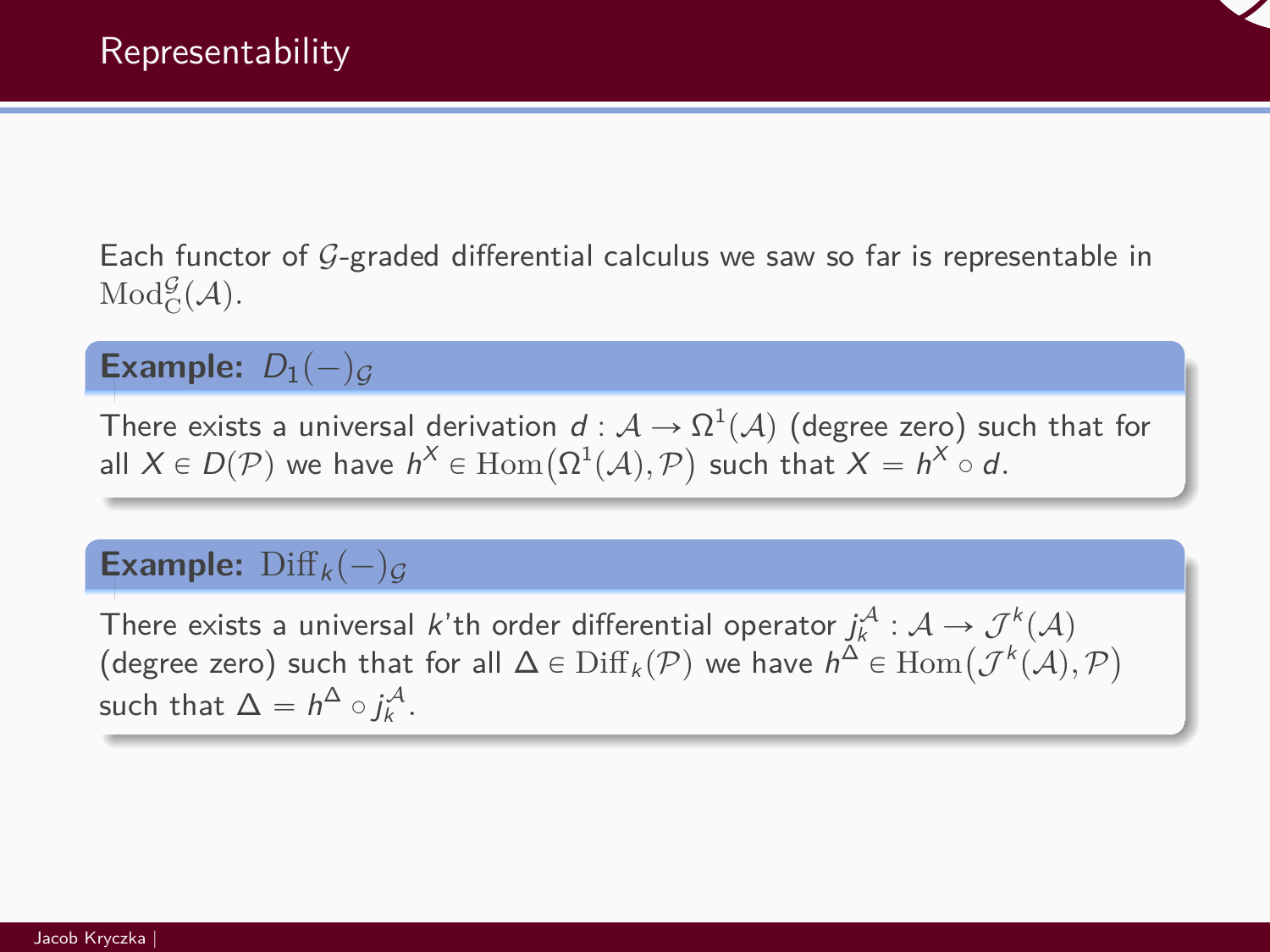# Representability

Each functor of $\mathcal{G}$-graded differential calculus we saw so far is representable in $\mathrm{Mod}_{\mathrm{C}}^{\mathcal{G}}(\mathcal{A})$.

**Example:** $D_1(-)_{\mathcal{G}}$

There exists a universal derivation $d : \mathcal{A} \to \Omega^1(\mathcal{A})$ (degree zero) such that for all $X \in D(\mathcal{P})$ we have $h^X \in \mathrm{Hom}\big(\Omega^1(\mathcal{A}), \mathcal{P}\big)$ such that $X = h^X \circ d$.

**Example:** $\mathrm{Diff}_k(-)_{\mathcal{G}}$

There exists a universal $k$'th order differential operator $j_k^{\mathcal{A}} : \mathcal{A} \to \mathcal{J}^k(\mathcal{A})$ (degree zero) such that for all $\Delta \in \mathrm{Diff}_k(\mathcal{P})$ we have $h^\Delta \in \mathrm{Hom}\big(\mathcal{J}^k(\mathcal{A}), \mathcal{P}\big)$ such that $\Delta = h^\Delta \circ j_k^{\mathcal{A}}$.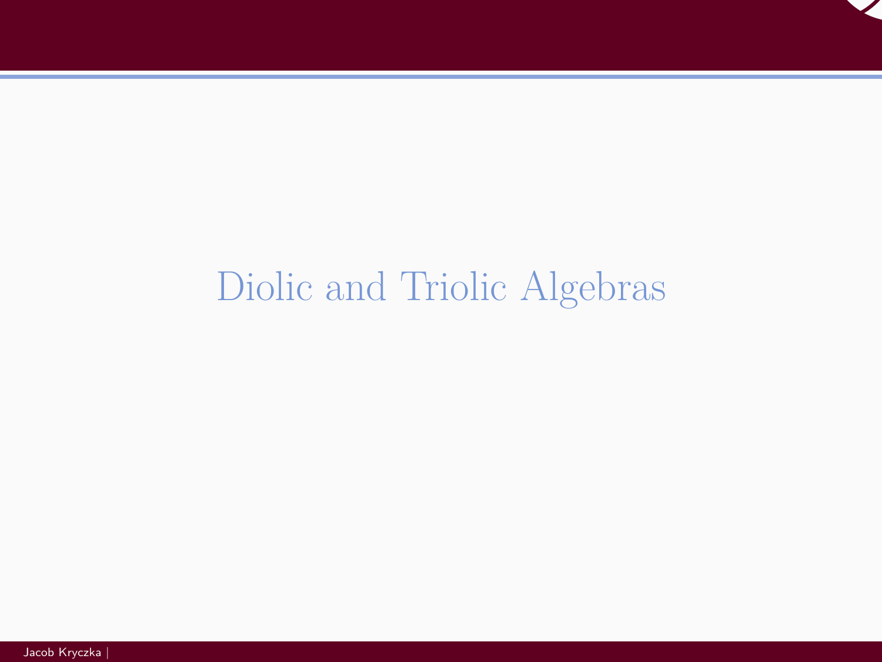# Diolic and Triolic Algebras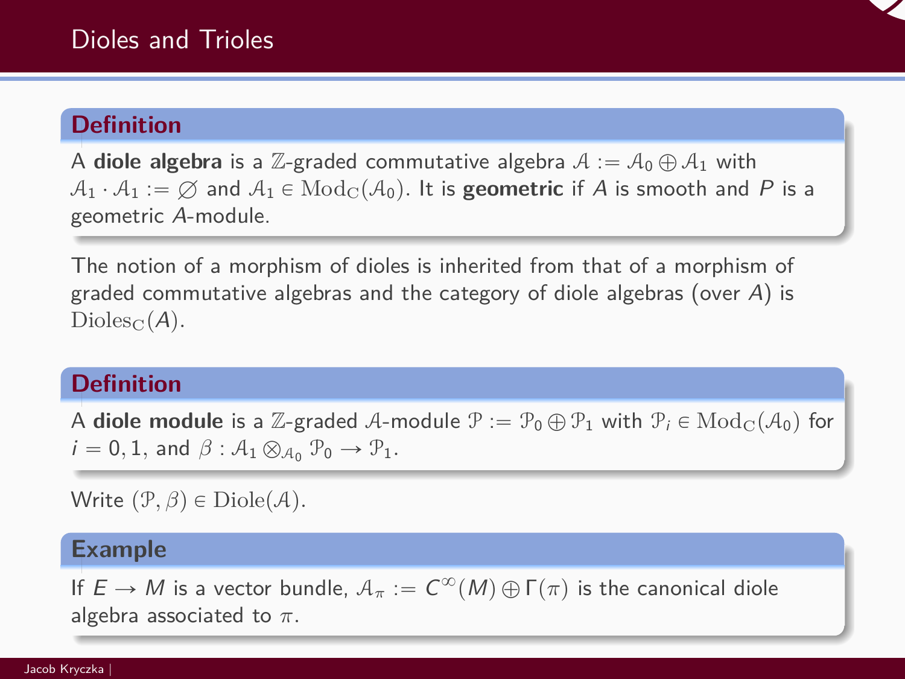## Dioles and Trioles

**Definition**

A **diole algebra** is a $\mathbb{Z}$-graded commutative algebra $\mathcal{A} := \mathcal{A}_0 \oplus \mathcal{A}_1$ with $\mathcal{A}_1 \cdot \mathcal{A}_1 := \varnothing$ and $\mathcal{A}_1 \in \mathrm{Mod}_{\mathrm{C}}(\mathcal{A}_0)$. It is **geometric** if $A$ is smooth and $P$ is a geometric $A$-module.

The notion of a morphism of dioles is inherited from that of a morphism of graded commutative algebras and the category of diole algebras (over $A$) is $\mathrm{Dioles}_{\mathrm{C}}(A)$.

**Definition**

A **diole module** is a $\mathbb{Z}$-graded $\mathcal{A}$-module $\mathcal{P} := \mathcal{P}_0 \oplus \mathcal{P}_1$ with $\mathcal{P}_i \in \mathrm{Mod}_{\mathrm{C}}(\mathcal{A}_0)$ for $i = 0, 1$, and $\beta : \mathcal{A}_1 \otimes_{\mathcal{A}_0} \mathcal{P}_0 \to \mathcal{P}_1$.

Write $(\mathcal{P}, \beta) \in \mathrm{Diole}(\mathcal{A})$.

**Example**

If $E \to M$ is a vector bundle, $\mathcal{A}_\pi := C^\infty(M) \oplus \Gamma(\pi)$ is the canonical diole algebra associated to $\pi$.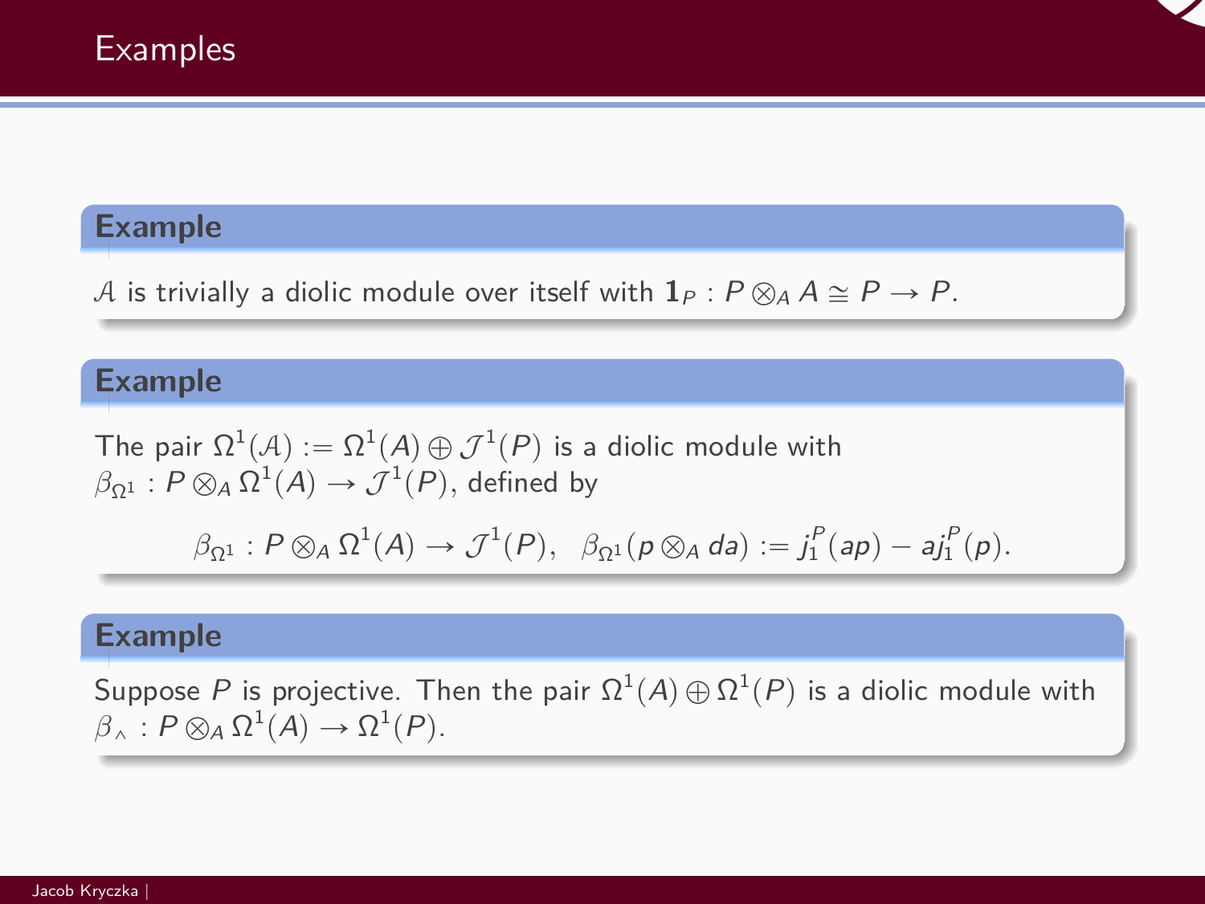# Examples

**Example**

$\mathcal{A}$ is trivially a diolic module over itself with $\mathbf{1}_P : P \otimes_A A \cong P \to P$.

**Example**

The pair $\Omega^1(\mathcal{A}) := \Omega^1(A) \oplus \mathcal{J}^1(P)$ is a diolic module with $\beta_{\Omega^1} : P \otimes_A \Omega^1(A) \to \mathcal{J}^1(P)$, defined by

$$\beta_{\Omega^1} : P \otimes_A \Omega^1(A) \to \mathcal{J}^1(P), \quad \beta_{\Omega^1}(p \otimes_A da) := j_1^P(ap) - aj_1^P(p).$$

**Example**

Suppose $P$ is projective. Then the pair $\Omega^1(A) \oplus \Omega^1(P)$ is a diolic module with $\beta_\wedge : P \otimes_A \Omega^1(A) \to \Omega^1(P)$.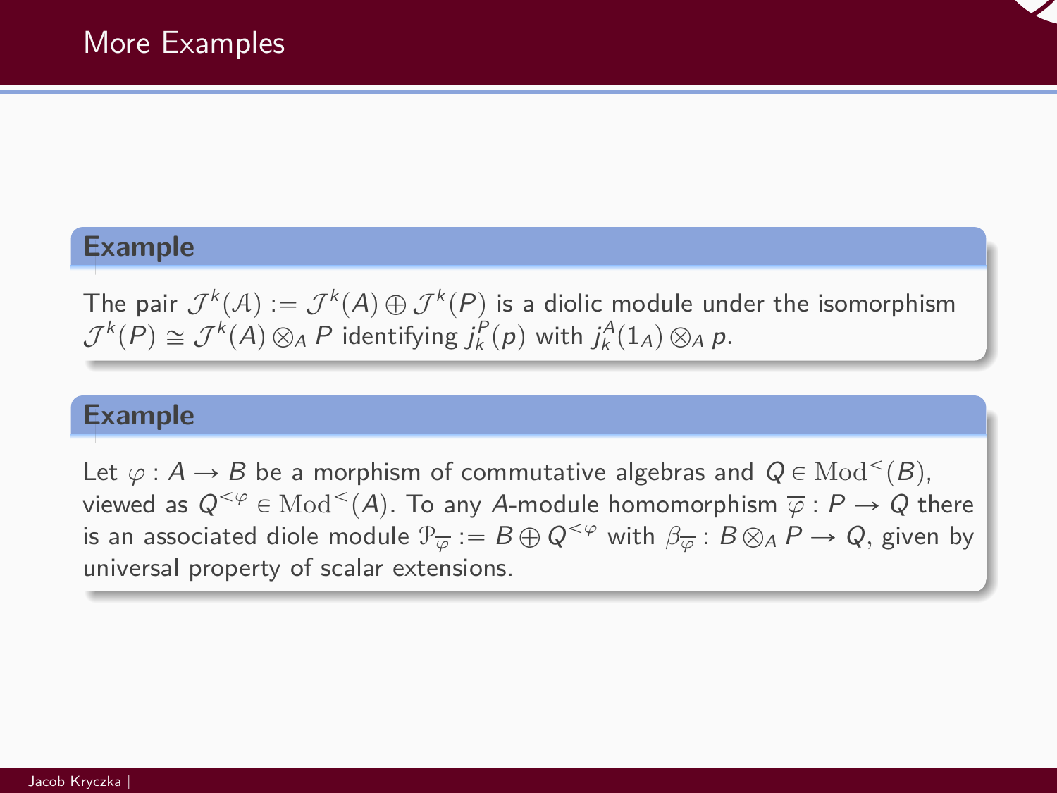## More Examples

**Example**

The pair $\mathcal{J}^k(\mathcal{A}) := \mathcal{J}^k(A) \oplus \mathcal{J}^k(P)$ is a diolic module under the isomorphism $\mathcal{J}^k(P) \cong \mathcal{J}^k(A) \otimes_A P$ identifying $j_k^P(p)$ with $j_k^A(1_A) \otimes_A p$.

**Example**

Let $\varphi : A \to B$ be a morphism of commutative algebras and $Q \in \mathrm{Mod}^<(B)$, viewed as $Q^{<\varphi} \in \mathrm{Mod}^<(A)$. To any $A$-module homomorphism $\overline{\varphi} : P \to Q$ there is an associated diole module $\mathcal{P}_{\overline{\varphi}} := B \oplus Q^{<\varphi}$ with $\beta_{\overline{\varphi}} : B \otimes_A P \to Q$, given by universal property of scalar extensions.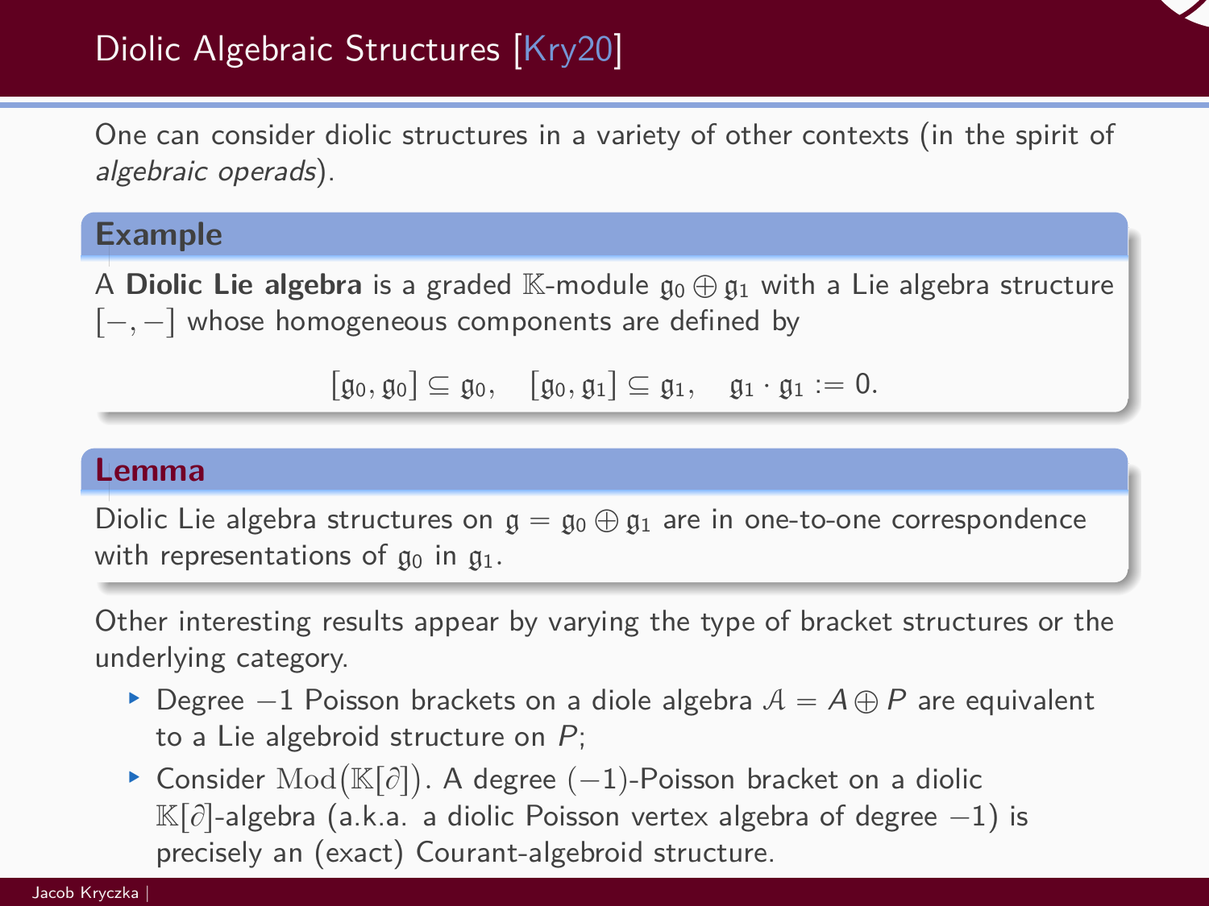# Diolic Algebraic Structures [Kry20]

One can consider diolic structures in a variety of other contexts (in the spirit of *algebraic operads*).

### Example

A **Diolic Lie algebra** is a graded $\mathbb{K}$-module $\mathfrak{g}_0 \oplus \mathfrak{g}_1$ with a Lie algebra structure $[-,-]$ whose homogeneous components are defined by

$$[\mathfrak{g}_0, \mathfrak{g}_0] \subseteq \mathfrak{g}_0, \quad [\mathfrak{g}_0, \mathfrak{g}_1] \subseteq \mathfrak{g}_1, \quad \mathfrak{g}_1 \cdot \mathfrak{g}_1 := 0.$$

### Lemma

Diolic Lie algebra structures on $\mathfrak{g} = \mathfrak{g}_0 \oplus \mathfrak{g}_1$ are in one-to-one correspondence with representations of $\mathfrak{g}_0$ in $\mathfrak{g}_1$.

Other interesting results appear by varying the type of bracket structures or the underlying category.

- Degree $-1$ Poisson brackets on a diole algebra $\mathcal{A} = A \oplus P$ are equivalent to a Lie algebroid structure on $P$;
- Consider $\mathrm{Mod}(\mathbb{K}[\partial])$. A degree $(-1)$-Poisson bracket on a diolic $\mathbb{K}[\partial]$-algebra (a.k.a. a diolic Poisson vertex algebra of degree $-1$) is precisely an (exact) Courant-algebroid structure.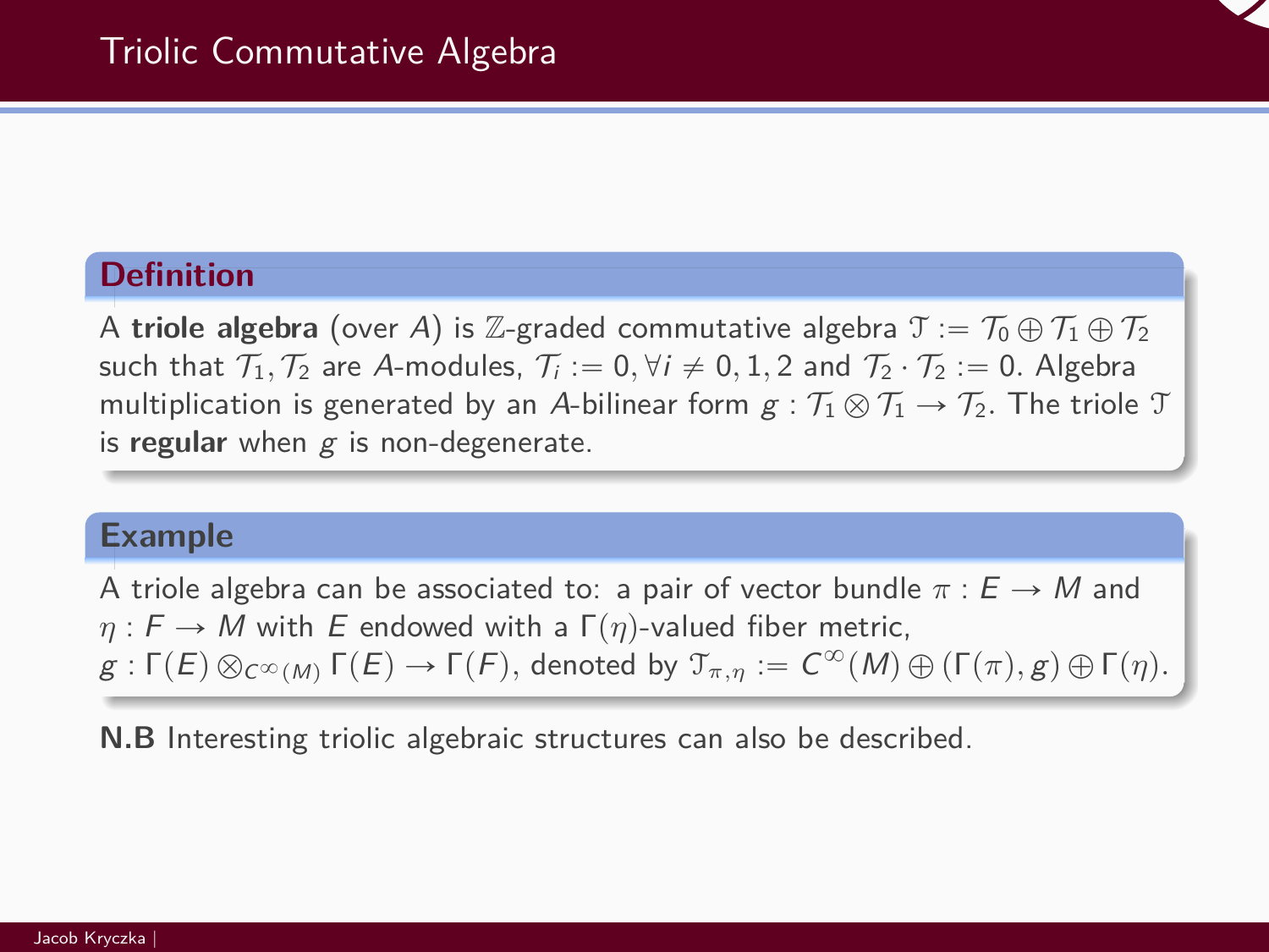# Triolic Commutative Algebra

**Definition**

A **triole algebra** (over $A$) is $\mathbb{Z}$-graded commutative algebra $\mathfrak{T} := \mathcal{T}_0 \oplus \mathcal{T}_1 \oplus \mathcal{T}_2$ such that $\mathcal{T}_1, \mathcal{T}_2$ are $A$-modules, $\mathcal{T}_i := 0, \forall i \neq 0, 1, 2$ and $\mathcal{T}_2 \cdot \mathcal{T}_2 := 0$. Algebra multiplication is generated by an $A$-bilinear form $g : \mathcal{T}_1 \otimes \mathcal{T}_1 \rightarrow \mathcal{T}_2$. The triole $\mathfrak{T}$ is **regular** when $g$ is non-degenerate.

**Example**

A triole algebra can be associated to: a pair of vector bundle $\pi : E \rightarrow M$ and $\eta : F \rightarrow M$ with $E$ endowed with a $\Gamma(\eta)$-valued fiber metric, $g : \Gamma(E) \otimes_{C^\infty(M)} \Gamma(E) \rightarrow \Gamma(F)$, denoted by $\mathfrak{T}_{\pi,\eta} := C^\infty(M) \oplus (\Gamma(\pi), g) \oplus \Gamma(\eta)$.

**N.B** Interesting triolic algebraic structures can also be described.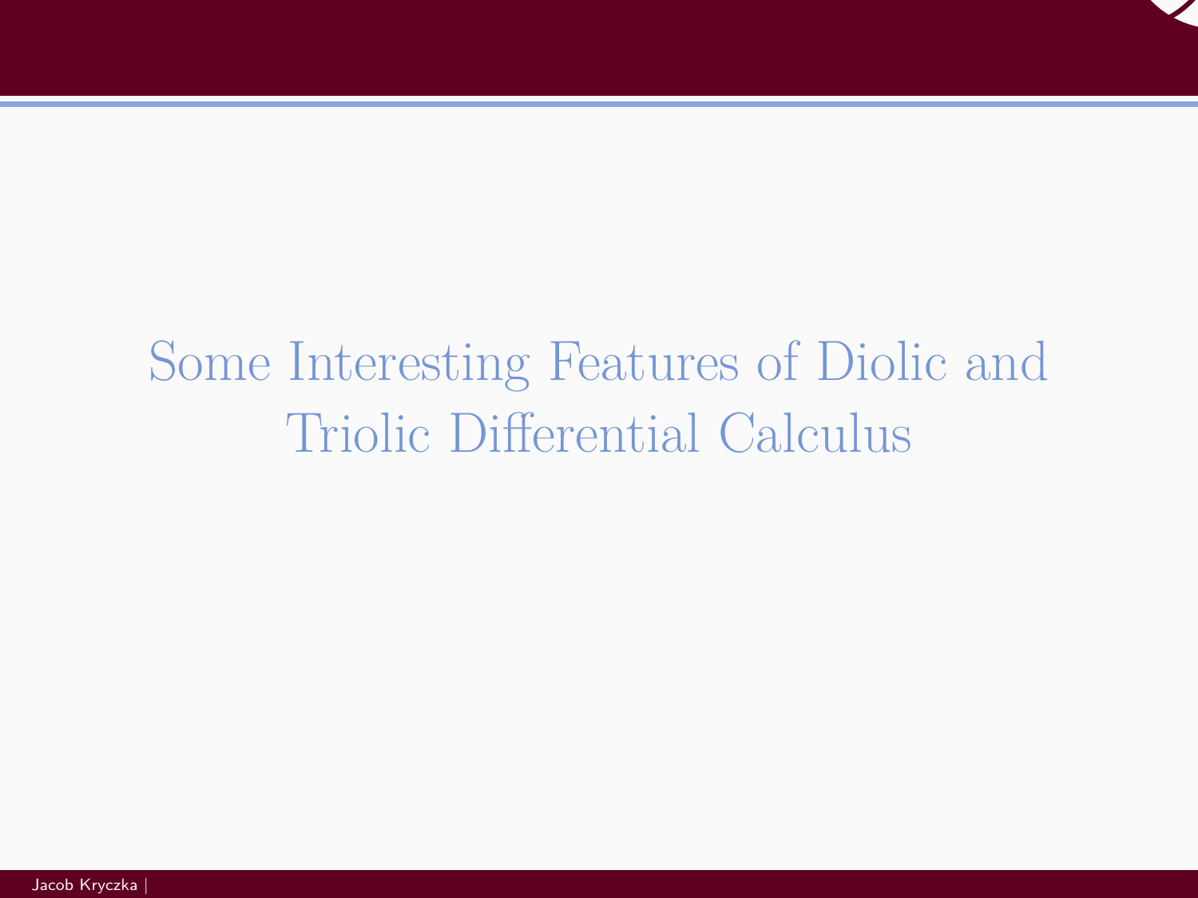# Some Interesting Features of Diolic and Triolic Differential Calculus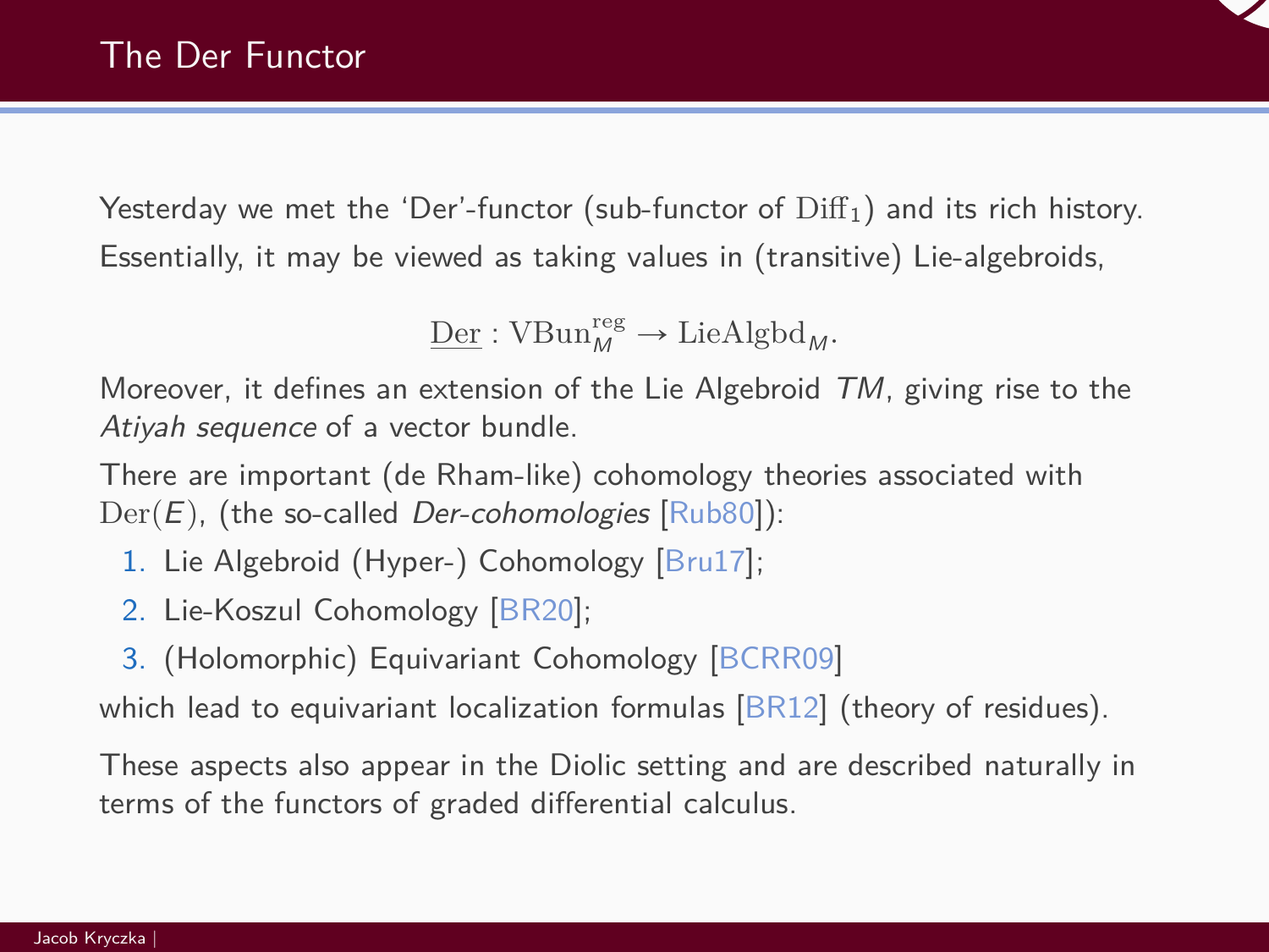# The Der Functor

Yesterday we met the 'Der'-functor (sub-functor of $\mathrm{Diff}_1$) and its rich history. Essentially, it may be viewed as taking values in (transitive) Lie-algebroids,

$$\underline{\mathrm{Der}} : \mathrm{VBun}_M^{\mathrm{reg}} \to \mathrm{LieAlgbd}_M.$$

Moreover, it defines an extension of the Lie Algebroid $TM$, giving rise to the *Atiyah sequence* of a vector bundle.

There are important (de Rham-like) cohomology theories associated with $\mathrm{Der}(E)$, (the so-called *Der-cohomologies* [Rub80]):

1. Lie Algebroid (Hyper-) Cohomology [Bru17];
2. Lie-Koszul Cohomology [BR20];
3. (Holomorphic) Equivariant Cohomology [BCRR09]

which lead to equivariant localization formulas [BR12] (theory of residues).

These aspects also appear in the Diolic setting and are described naturally in terms of the functors of graded differential calculus.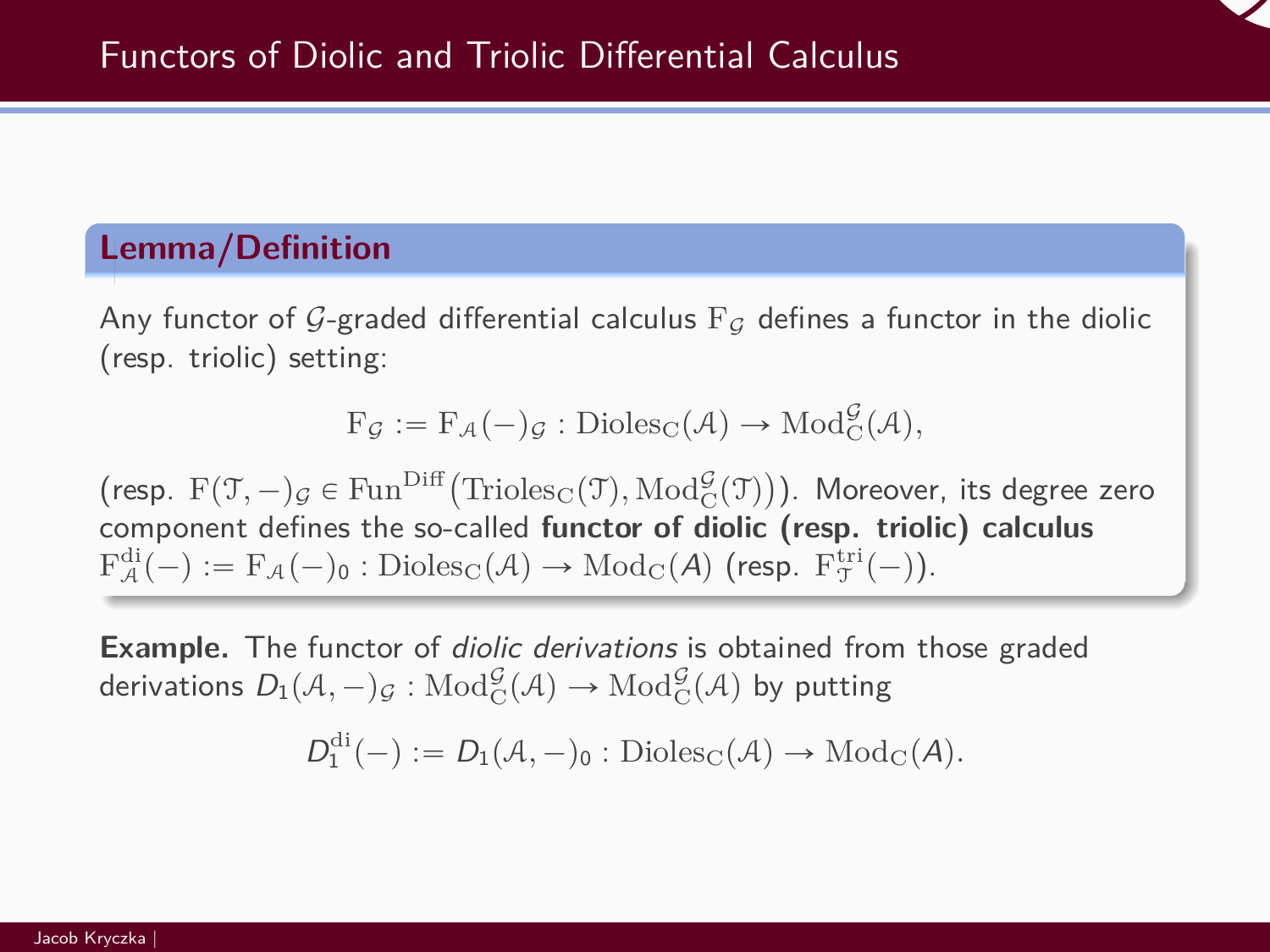# Functors of Diolic and Triolic Differential Calculus

**Lemma/Definition**

Any functor of $\mathcal{G}$-graded differential calculus $\mathrm{F}_{\mathcal{G}}$ defines a functor in the diolic (resp. triolic) setting:

$$\mathrm{F}_{\mathcal{G}} := \mathrm{F}_{\mathcal{A}}(-)_{\mathcal{G}} : \mathrm{Dioles}_{\mathrm{C}}(\mathcal{A}) \to \mathrm{Mod}_{\mathrm{C}}^{\mathcal{G}}(\mathcal{A}),$$

(resp. $\mathrm{F}(\mathcal{T}, -)_{\mathcal{G}} \in \mathrm{Fun}^{\mathrm{Diff}}\big(\mathrm{Trioles}_{\mathrm{C}}(\mathcal{T}), \mathrm{Mod}_{\mathrm{C}}^{\mathcal{G}}(\mathcal{T})\big)$). Moreover, its degree zero component defines the so-called **functor of diolic (resp. triolic) calculus** $\mathrm{F}_{\mathcal{A}}^{\mathrm{di}}(-) := \mathrm{F}_{\mathcal{A}}(-)_0 : \mathrm{Dioles}_{\mathrm{C}}(\mathcal{A}) \to \mathrm{Mod}_{\mathrm{C}}(A)$ (resp. $\mathrm{F}_{\mathcal{T}}^{\mathrm{tri}}(-)$).

**Example.** The functor of *diolic derivations* is obtained from those graded derivations $D_1(\mathcal{A}, -)_{\mathcal{G}} : \mathrm{Mod}_{\mathrm{C}}^{\mathcal{G}}(\mathcal{A}) \to \mathrm{Mod}_{\mathrm{C}}^{\mathcal{G}}(\mathcal{A})$ by putting

$$D_1^{\mathrm{di}}(-) := D_1(\mathcal{A}, -)_0 : \mathrm{Dioles}_{\mathrm{C}}(\mathcal{A}) \to \mathrm{Mod}_{\mathrm{C}}(A).$$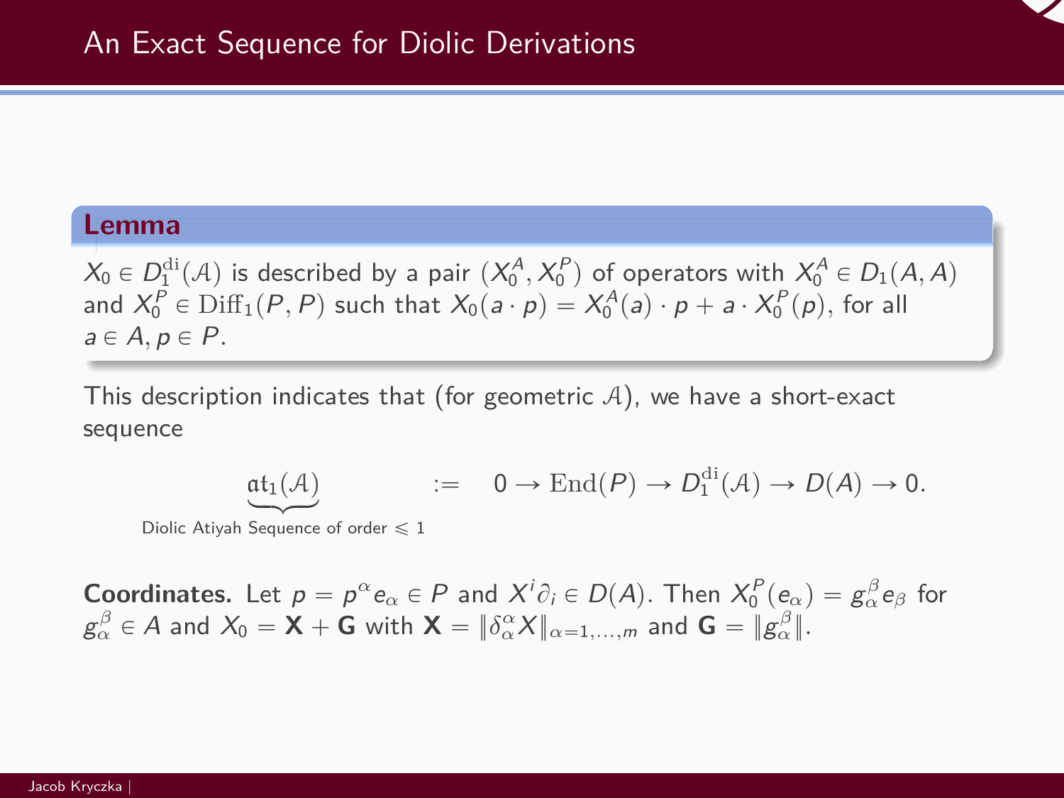## An Exact Sequence for Diolic Derivations

**Lemma**

$X_0 \in D_1^{\mathrm{di}}(\mathcal{A})$ is described by a pair $(X_0^A, X_0^P)$ of operators with $X_0^A \in D_1(A, A)$ and $X_0^P \in \mathrm{Diff}_1(P, P)$ such that $X_0(a \cdot p) = X_0^A(a) \cdot p + a \cdot X_0^P(p)$, for all $a \in A, p \in P$.

This description indicates that (for geometric $\mathcal{A}$), we have a short-exact sequence

$$\underbrace{\mathfrak{at}_1(\mathcal{A})}_{\text{Diolic Atiyah Sequence of order } \leqslant 1} \quad := \quad 0 \to \mathrm{End}(P) \to D_1^{\mathrm{di}}(\mathcal{A}) \to D(A) \to 0.$$

**Coordinates.** Let $p = p^{\alpha} e_{\alpha} \in P$ and $X^i \partial_i \in D(A)$. Then $X_0^P(e_\alpha) = g_\alpha^\beta e_\beta$ for $g_\alpha^\beta \in A$ and $X_0 = \mathbf{X} + \mathbf{G}$ with $\mathbf{X} = \|\delta_\alpha^\alpha X\|_{\alpha=1,\ldots,m}$ and $\mathbf{G} = \|g_\alpha^\beta\|$.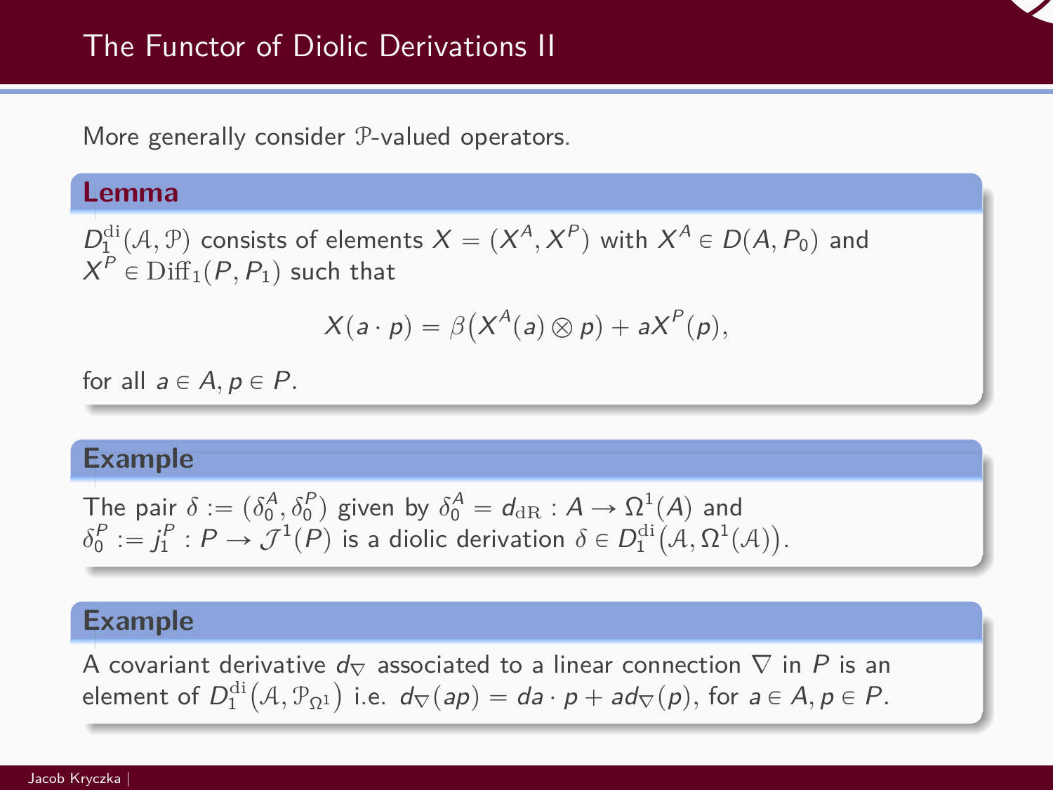## The Functor of Diolic Derivations II

More generally consider $\mathcal{P}$-valued operators.

**Lemma**

$D_1^{\mathrm{di}}(\mathcal{A}, \mathcal{P})$ consists of elements $X = (X^A, X^P)$ with $X^A \in D(A, P_0)$ and $X^P \in \mathrm{Diff}_1(P, P_1)$ such that

$$X(a \cdot p) = \beta\big(X^A(a) \otimes p\big) + aX^P(p),$$

for all $a \in A, p \in P$.

**Example**

The pair $\delta := (\delta_0^A, \delta_0^P)$ given by $\delta_0^A = d_{\mathrm{dR}} : A \to \Omega^1(A)$ and $\delta_0^P := j_1^P : P \to \mathcal{J}^1(P)$ is a diolic derivation $\delta \in D_1^{\mathrm{di}}\big(\mathcal{A}, \Omega^1(\mathcal{A})\big)$.

**Example**

A covariant derivative $d_\nabla$ associated to a linear connection $\nabla$ in $P$ is an element of $D_1^{\mathrm{di}}\big(\mathcal{A}, \mathcal{P}_{\Omega^1}\big)$ i.e. $d_\nabla(ap) = da \cdot p + ad_\nabla(p)$, for $a \in A, p \in P$.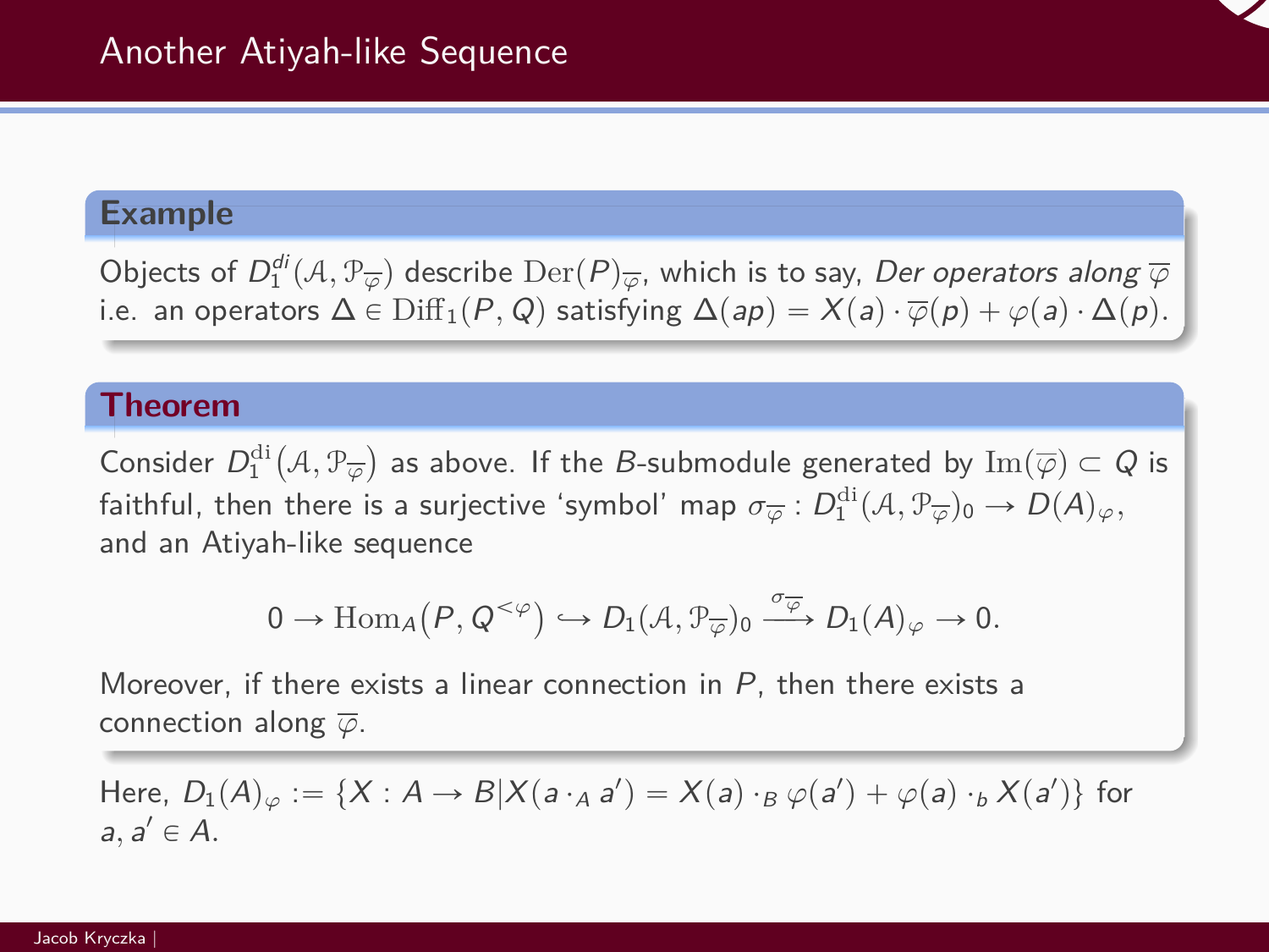# Another Atiyah-like Sequence

**Example**

Objects of $D_1^{di}(\mathcal{A}, \mathcal{P}_{\overline{\varphi}})$ describe $\mathrm{Der}(P)_{\overline{\varphi}}$, which is to say, *Der operators along* $\overline{\varphi}$ i.e. an operators $\Delta \in \mathrm{Diff}_1(P, Q)$ satisfying $\Delta(ap) = X(a) \cdot \overline{\varphi}(p) + \varphi(a) \cdot \Delta(p)$.

**Theorem**

Consider $D_1^{\mathrm{di}}(\mathcal{A}, \mathcal{P}_{\overline{\varphi}})$ as above. If the $B$-submodule generated by $\mathrm{Im}(\overline{\varphi}) \subset Q$ is faithful, then there is a surjective 'symbol' map $\sigma_{\overline{\varphi}} : D_1^{\mathrm{di}}(\mathcal{A}, \mathcal{P}_{\overline{\varphi}})_0 \to D(A)_{\varphi}$, and an Atiyah-like sequence

$$0 \to \mathrm{Hom}_A\big(P, Q^{<\varphi}\big) \hookrightarrow D_1(\mathcal{A}, \mathcal{P}_{\overline{\varphi}})_0 \xrightarrow{\sigma_{\overline{\varphi}}} D_1(A)_{\varphi} \to 0.$$

Moreover, if there exists a linear connection in $P$, then there exists a connection along $\overline{\varphi}$.

Here, $D_1(A)_{\varphi} := \{X : A \to B | X(a \cdot_A a') = X(a) \cdot_B \varphi(a') + \varphi(a) \cdot_b X(a')\}$ for $a, a' \in A$.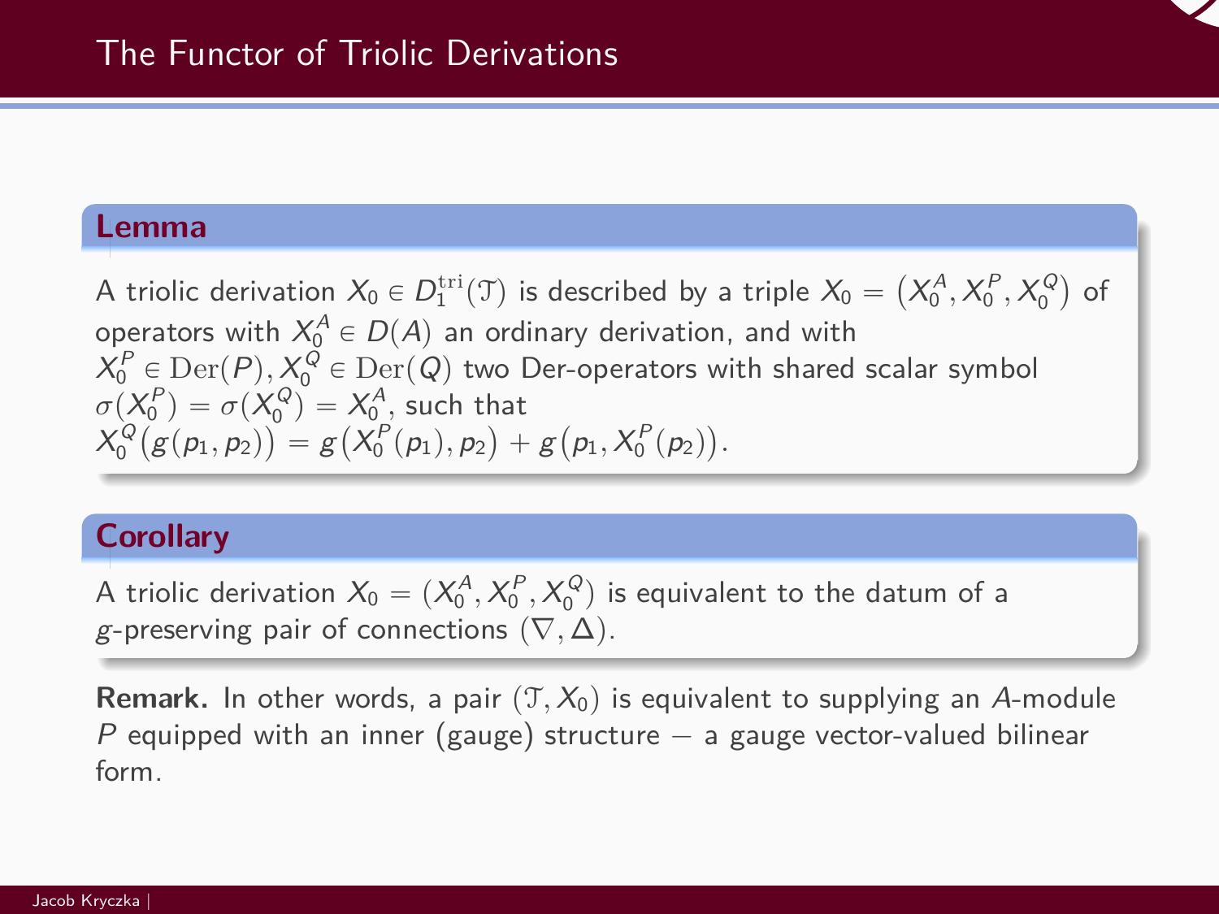# The Functor of Triolic Derivations

**Lemma**

A triolic derivation $X_0 \in D_1^{\mathrm{tri}}(\mathcal{T})$ is described by a triple $X_0 = \left(X_0^A, X_0^P, X_0^Q\right)$ of operators with $X_0^A \in D(A)$ an ordinary derivation, and with $X_0^P \in \mathrm{Der}(P), X_0^Q \in \mathrm{Der}(Q)$ two Der-operators with shared scalar symbol $\sigma(X_0^P) = \sigma(X_0^Q) = X_0^A$, such that $X_0^Q\big(g(p_1, p_2)\big) = g\big(X_0^P(p_1), p_2\big) + g\big(p_1, X_0^P(p_2)\big)$.

**Corollary**

A triolic derivation $X_0 = (X_0^A, X_0^P, X_0^Q)$ is equivalent to the datum of a $g$-preserving pair of connections $(\nabla, \Delta)$.

**Remark.** In other words, a pair $(\mathcal{T}, X_0)$ is equivalent to supplying an $A$-module $P$ equipped with an inner (gauge) structure – a gauge vector-valued bilinear form.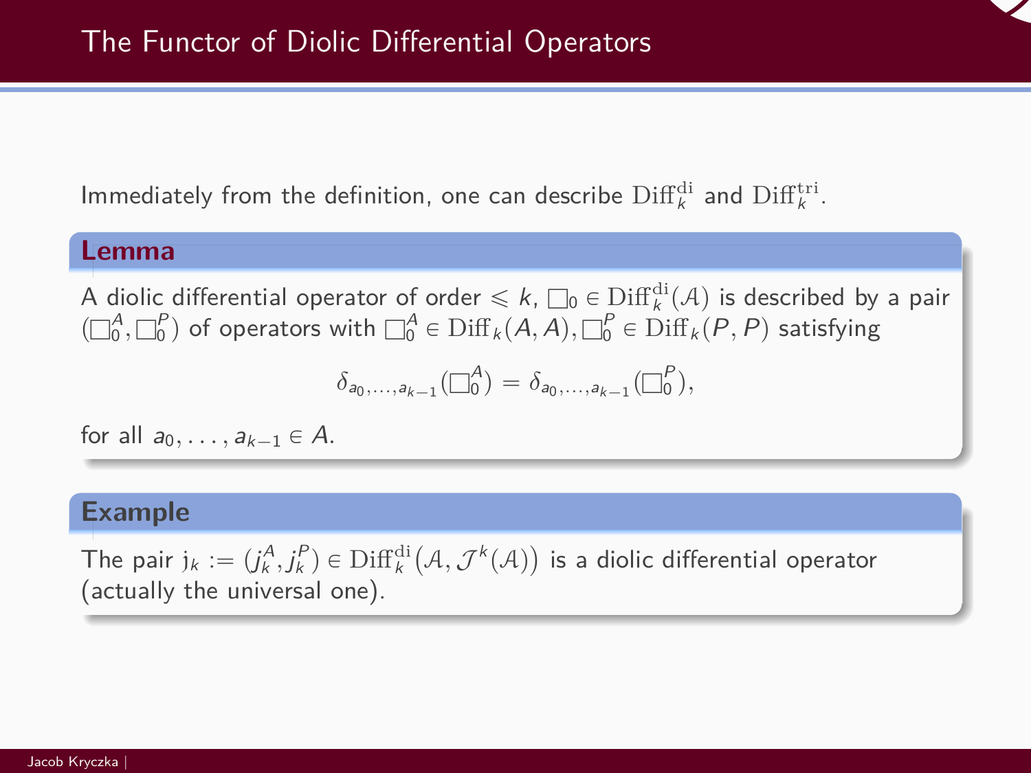## The Functor of Diolic Differential Operators

Immediately from the definition, one can describe $\mathrm{Diff}_k^{\mathrm{di}}$ and $\mathrm{Diff}_k^{\mathrm{tri}}$.

**Lemma**

A diolic differential operator of order $\leqslant k$, $\square_0 \in \mathrm{Diff}_k^{\mathrm{di}}(\mathcal{A})$ is described by a pair $(\square_0^A, \square_0^P)$ of operators with $\square_0^A \in \mathrm{Diff}_k(A, A), \square_0^P \in \mathrm{Diff}_k(P, P)$ satisfying

$$\delta_{a_0,\ldots,a_{k-1}}(\square_0^A) = \delta_{a_0,\ldots,a_{k-1}}(\square_0^P),$$

for all $a_0, \ldots, a_{k-1} \in A$.

**Example**

The pair $\mathrm{j}_k := (j_k^A, j_k^P) \in \mathrm{Diff}_k^{\mathrm{di}}\big(\mathcal{A}, \mathcal{J}^k(\mathcal{A})\big)$ is a diolic differential operator (actually the universal one).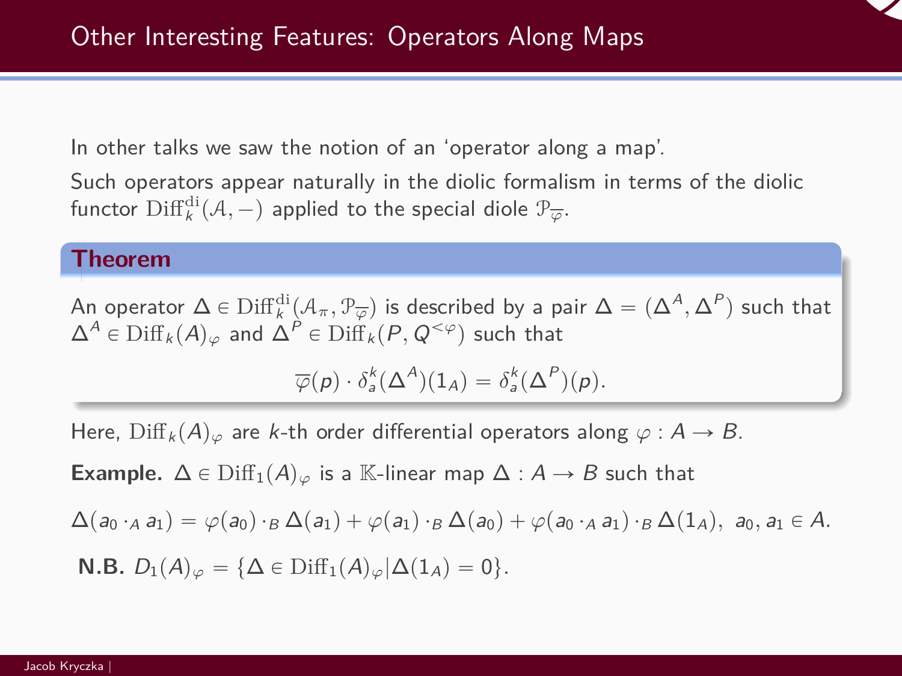## Other Interesting Features: Operators Along Maps

In other talks we saw the notion of an 'operator along a map'.

Such operators appear naturally in the diolic formalism in terms of the diolic functor $\mathrm{Diff}_k^{\mathrm{di}}(\mathcal{A}, -)$ applied to the special diole $\mathcal{P}_{\overline{\varphi}}$.

**Theorem**

An operator $\Delta \in \mathrm{Diff}_k^{\mathrm{di}}(\mathcal{A}_\pi, \mathcal{P}_{\overline{\varphi}})$ is described by a pair $\Delta = (\Delta^A, \Delta^P)$ such that $\Delta^A \in \mathrm{Diff}_k(A)_\varphi$ and $\Delta^P \in \mathrm{Diff}_k(P, Q^{<\varphi})$ such that

$$\overline{\varphi}(p) \cdot \delta_a^k(\Delta^A)(1_A) = \delta_a^k(\Delta^P)(p).$$

Here, $\mathrm{Diff}_k(A)_\varphi$ are $k$-th order differential operators along $\varphi : A \to B$.

**Example.** $\Delta \in \mathrm{Diff}_1(A)_\varphi$ is a $\mathbb{K}$-linear map $\Delta : A \to B$ such that

$$\Delta(a_0 \cdot_A a_1) = \varphi(a_0) \cdot_B \Delta(a_1) + \varphi(a_1) \cdot_B \Delta(a_0) + \varphi(a_0 \cdot_A a_1) \cdot_B \Delta(1_A), \ a_0, a_1 \in A.$$

**N.B.** $D_1(A)_\varphi = \{\Delta \in \mathrm{Diff}_1(A)_\varphi | \Delta(1_A) = 0\}$.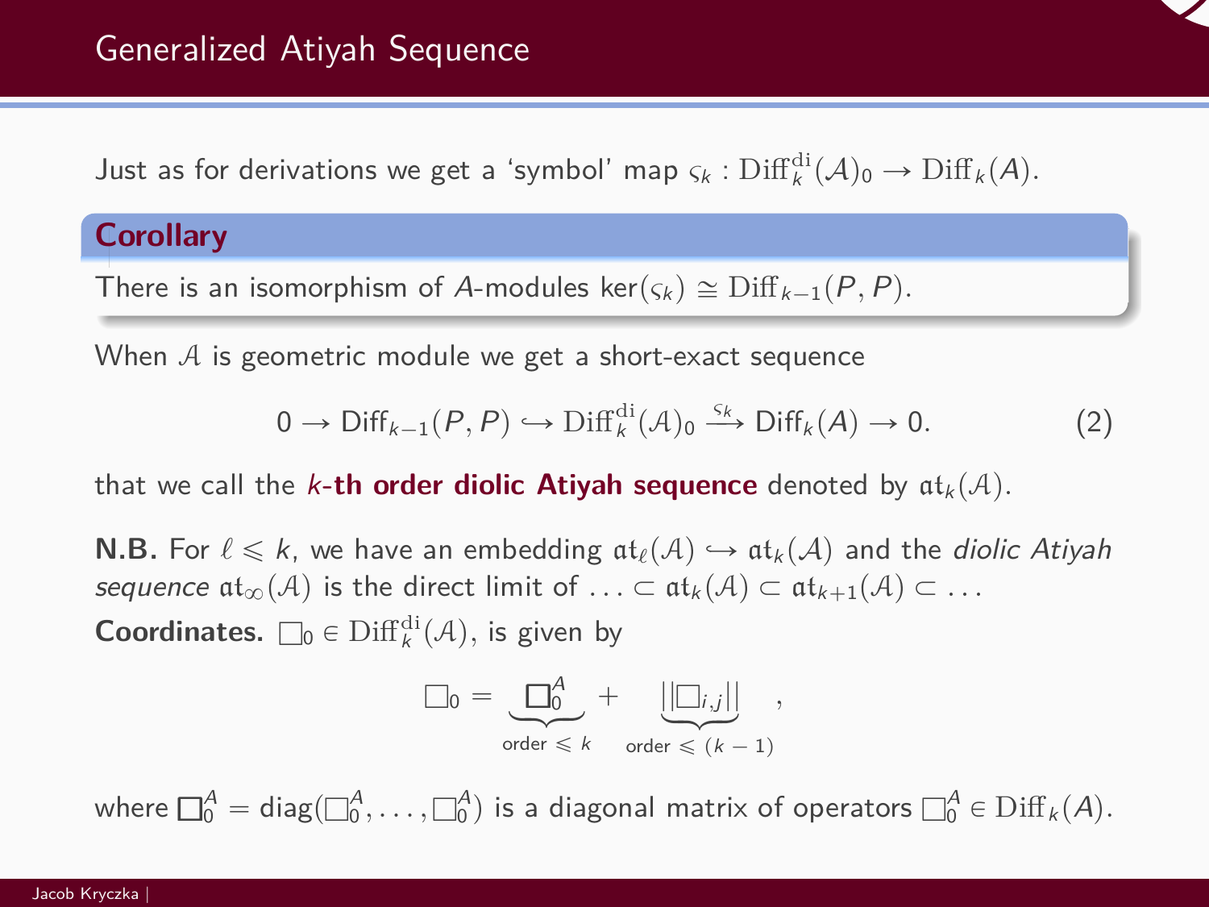## Generalized Atiyah Sequence

Just as for derivations we get a ‘symbol’ map $\varsigma_k : \mathrm{Diff}_k^{\mathrm{di}}(\mathcal{A})_0 \to \mathrm{Diff}_k(A)$.

**Corollary**

There is an isomorphism of $A$-modules $\ker(\varsigma_k) \cong \mathrm{Diff}_{k-1}(P,P)$.

When $\mathcal{A}$ is geometric module we get a short-exact sequence

$$0 \to \mathrm{Diff}_{k-1}(P,P) \hookrightarrow \mathrm{Diff}_k^{\mathrm{di}}(\mathcal{A})_0 \xrightarrow{\varsigma_k} \mathrm{Diff}_k(A) \to 0. \tag{2}$$

that we call the ***k*-th order diolic Atiyah sequence** denoted by $\mathfrak{at}_k(\mathcal{A})$.

**N.B.** For $\ell \leqslant k$, we have an embedding $\mathfrak{at}_\ell(\mathcal{A}) \hookrightarrow \mathfrak{at}_k(\mathcal{A})$ and the *diolic Atiyah sequence* $\mathfrak{at}_\infty(\mathcal{A})$ is the direct limit of $\ldots \subset \mathfrak{at}_k(\mathcal{A}) \subset \mathfrak{at}_{k+1}(\mathcal{A}) \subset \ldots$

**Coordinates.** $\square_0 \in \mathrm{Diff}_k^{\mathrm{di}}(\mathcal{A})$, is given by

$$\square_0 = \underbrace{\boldsymbol{\square}_0^A}_{\text{order} \leqslant k} + \underbrace{||\square_{i,j}||}_{\text{order} \leqslant (k-1)},$$

where $\boldsymbol{\square}_0^A = \mathrm{diag}(\square_0^A, \ldots, \square_0^A)$ is a diagonal matrix of operators $\square_0^A \in \mathrm{Diff}_k(A)$.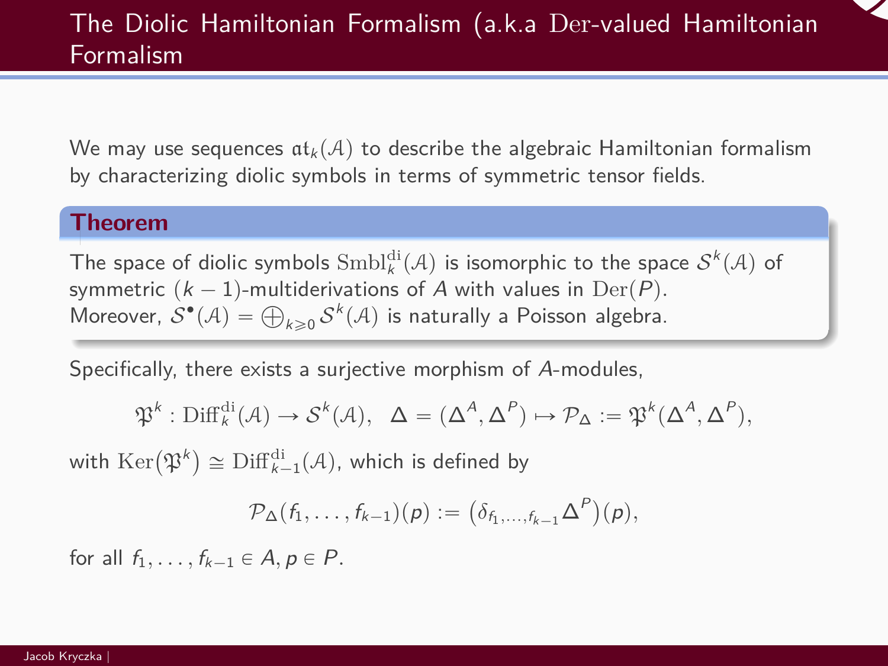# The Diolic Hamiltonian Formalism (a.k.a $\mathrm{Der}$-valued Hamiltonian Formalism

We may use sequences $\mathfrak{at}_k(\mathcal{A})$ to describe the algebraic Hamiltonian formalism by characterizing diolic symbols in terms of symmetric tensor fields.

**Theorem**

The space of diolic symbols $\mathrm{Smbl}_k^{\mathrm{di}}(\mathcal{A})$ is isomorphic to the space $\mathcal{S}^k(\mathcal{A})$ of symmetric $(k-1)$-multiderivations of $A$ with values in $\mathrm{Der}(P)$.
Moreover, $\mathcal{S}^\bullet(\mathcal{A}) = \bigoplus_{k\geqslant 0}\mathcal{S}^k(\mathcal{A})$ is naturally a Poisson algebra.

Specifically, there exists a surjective morphism of $A$-modules,

$$\mathfrak{P}^k : \mathrm{Diff}_k^{\mathrm{di}}(\mathcal{A}) \to \mathcal{S}^k(\mathcal{A}), \quad \Delta = (\Delta^A, \Delta^P) \mapsto \mathcal{P}_\Delta := \mathfrak{P}^k(\Delta^A, \Delta^P),$$

with $\mathrm{Ker}\big(\mathfrak{P}^k\big) \cong \mathrm{Diff}_{k-1}^{\mathrm{di}}(\mathcal{A})$, which is defined by

$$\mathcal{P}_\Delta(f_1, \ldots, f_{k-1})(p) := \big(\delta_{f_1,\ldots,f_{k-1}}\Delta^P\big)(p),$$

for all $f_1, \ldots, f_{k-1} \in A, p \in P$.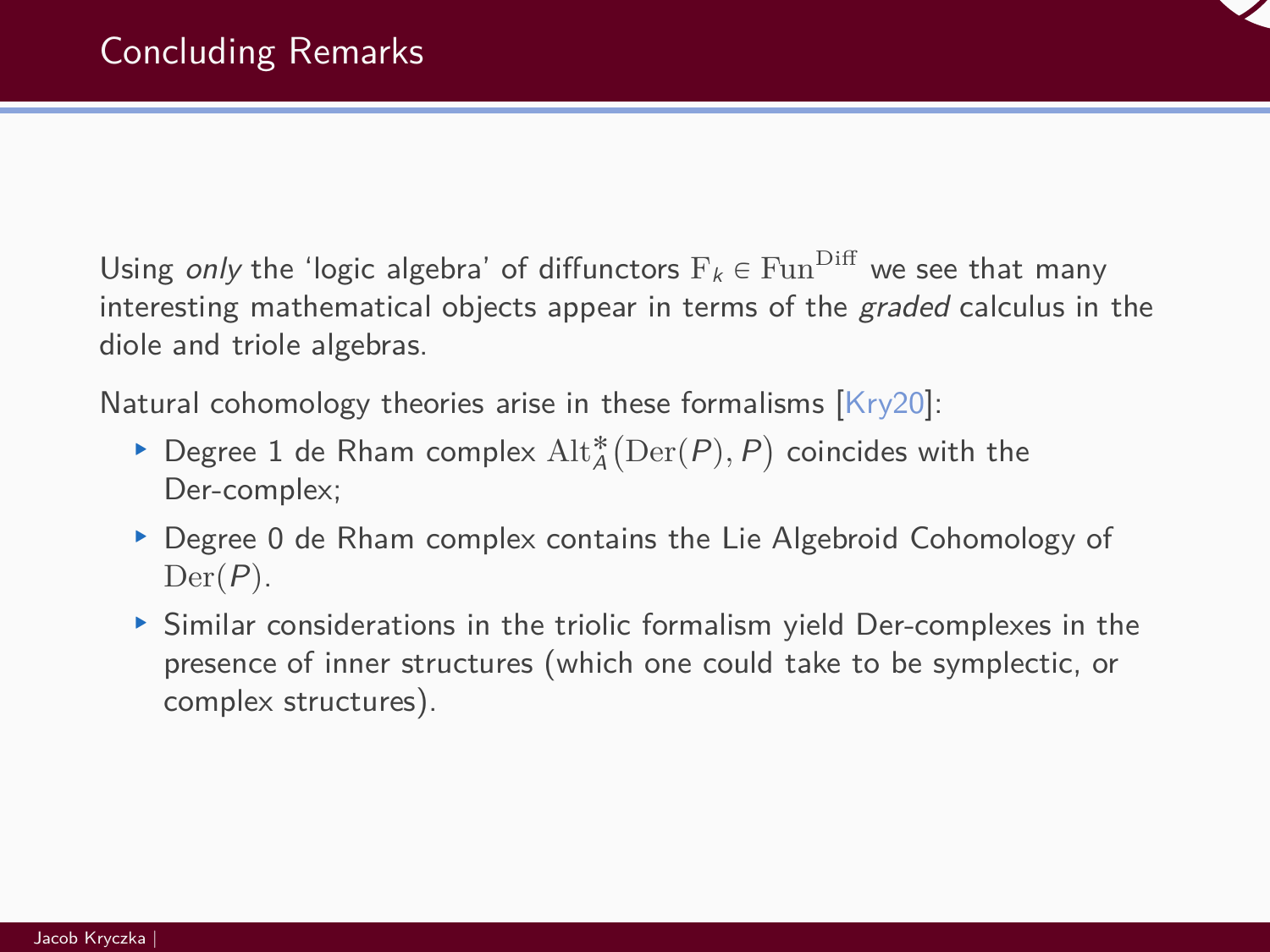## Concluding Remarks

Using *only* the 'logic algebra' of diffunctors $\mathrm{F}_k \in \mathrm{Fun}^{\mathrm{Diff}}$ we see that many interesting mathematical objects appear in terms of the *graded* calculus in the diole and triole algebras.

Natural cohomology theories arise in these formalisms [Kry20]:

- Degree 1 de Rham complex $\mathrm{Alt}_A^*\big(\mathrm{Der}(P), P\big)$ coincides with the Der-complex;
- Degree 0 de Rham complex contains the Lie Algebroid Cohomology of $\mathrm{Der}(P)$.
- Similar considerations in the triolic formalism yield Der-complexes in the presence of inner structures (which one could take to be symplectic, or complex structures).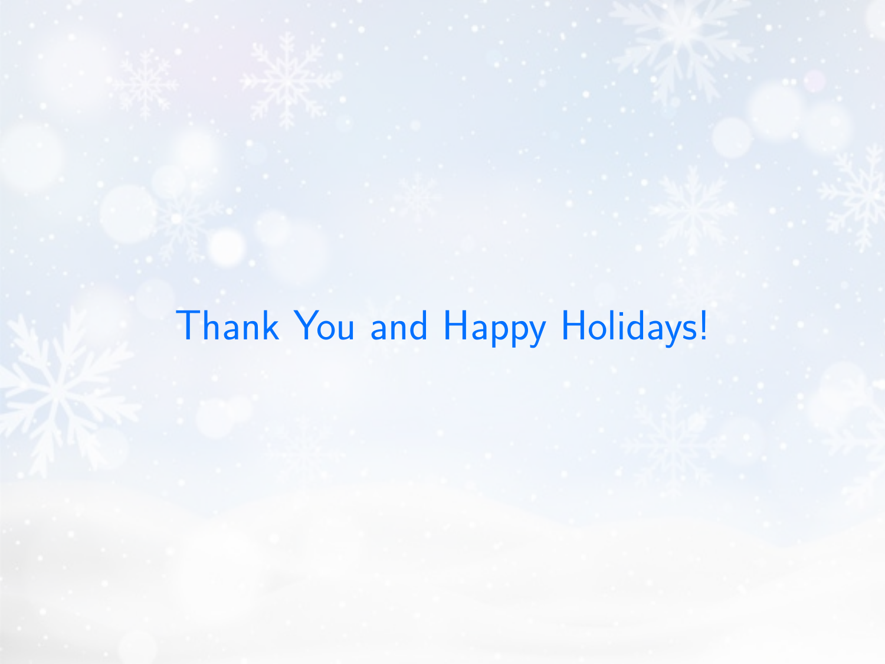Thank You and Happy Holidays!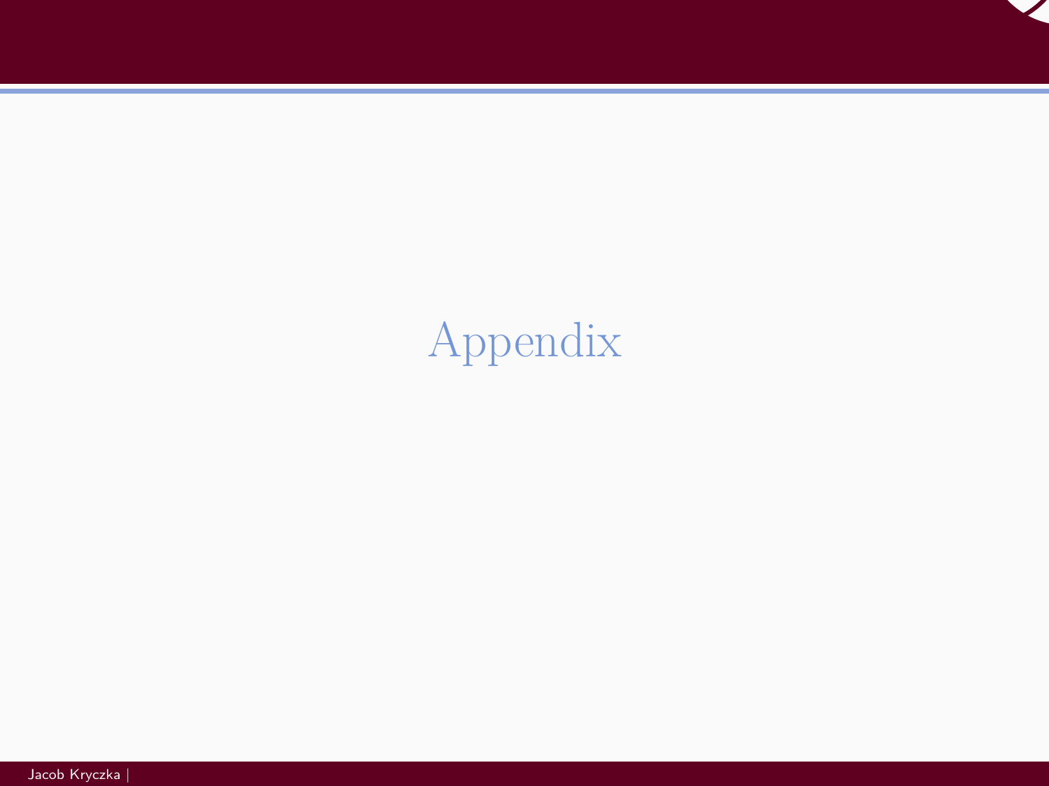# Appendix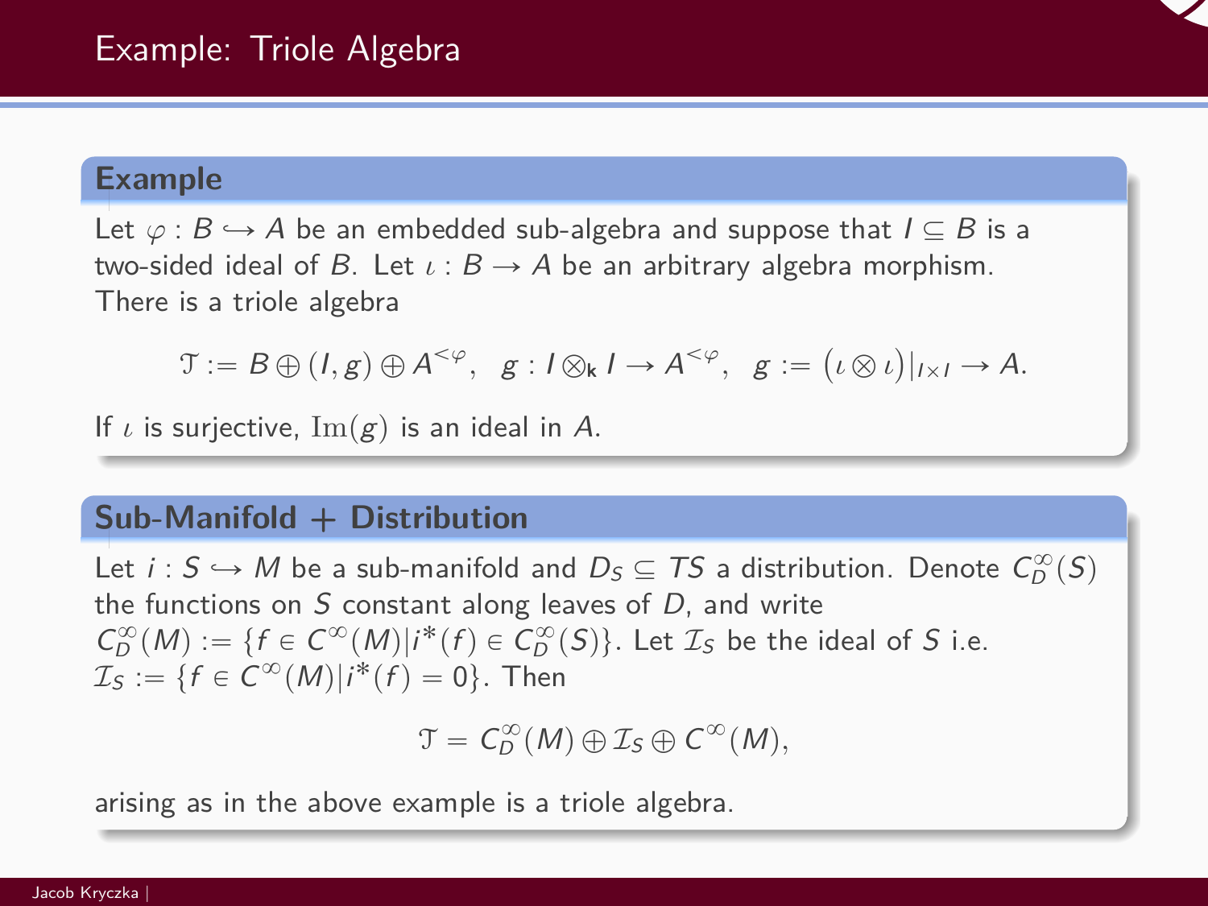## Example: Triole Algebra

### Example

Let $\varphi : B \hookrightarrow A$ be an embedded sub-algebra and suppose that $I \subseteq B$ is a two-sided ideal of $B$. Let $\iota : B \to A$ be an arbitrary algebra morphism. There is a triole algebra

$$\mathcal{T} := B \oplus (I, g) \oplus A^{<\varphi}, \quad g : I \otimes_{\mathbf{k}} I \to A^{<\varphi}, \quad g := \big(\iota \otimes \iota\big)|_{I \times I} \to A.$$

If $\iota$ is surjective, $\mathrm{Im}(g)$ is an ideal in $A$.

### Sub-Manifold + Distribution

Let $i : S \hookrightarrow M$ be a sub-manifold and $D_S \subseteq TS$ a distribution. Denote $C^{\infty}_D(S)$ the functions on $S$ constant along leaves of $D$, and write $C^{\infty}_D(M) := \{f \in C^{\infty}(M) | i^*(f) \in C^{\infty}_D(S)\}$. Let $\mathcal{I}_S$ be the ideal of $S$ i.e. $\mathcal{I}_S := \{f \in C^{\infty}(M) | i^*(f) = 0\}$. Then

$$\mathcal{T} = C^{\infty}_D(M) \oplus \mathcal{I}_S \oplus C^{\infty}(M),$$

arising as in the above example is a triole algebra.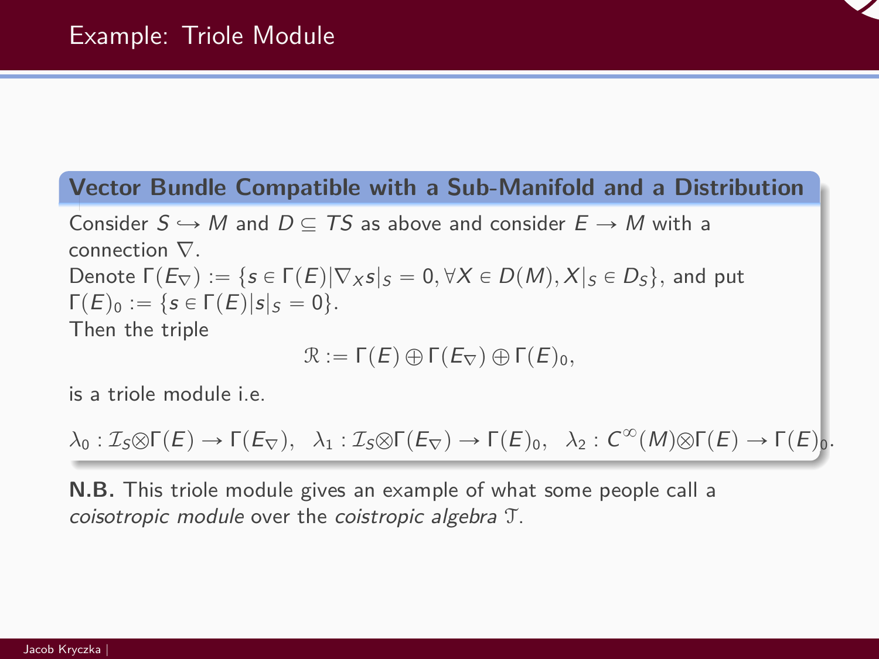# Example: Triole Module

**Vector Bundle Compatible with a Sub-Manifold and a Distribution**

Consider $S \hookrightarrow M$ and $D \subseteq TS$ as above and consider $E \to M$ with a connection $\nabla$.

Denote $\Gamma(E_\nabla) := \{s \in \Gamma(E) | \nabla_X s|_S = 0, \forall X \in D(M), X|_S \in D_S\}$, and put $\Gamma(E)_0 := \{s \in \Gamma(E) | s|_S = 0\}$.

Then the triple

$$\mathcal{R} := \Gamma(E) \oplus \Gamma(E_\nabla) \oplus \Gamma(E)_0,$$

is a triole module i.e.

$$\lambda_0 : \mathcal{I}_S \otimes \Gamma(E) \to \Gamma(E_\nabla), \quad \lambda_1 : \mathcal{I}_S \otimes \Gamma(E_\nabla) \to \Gamma(E)_0, \quad \lambda_2 : C^\infty(M) \otimes \Gamma(E) \to \Gamma(E)_0.$$

**N.B.** This triole module gives an example of what some people call a *coisotropic module* over the *coistropic algebra* $\mathcal{T}$.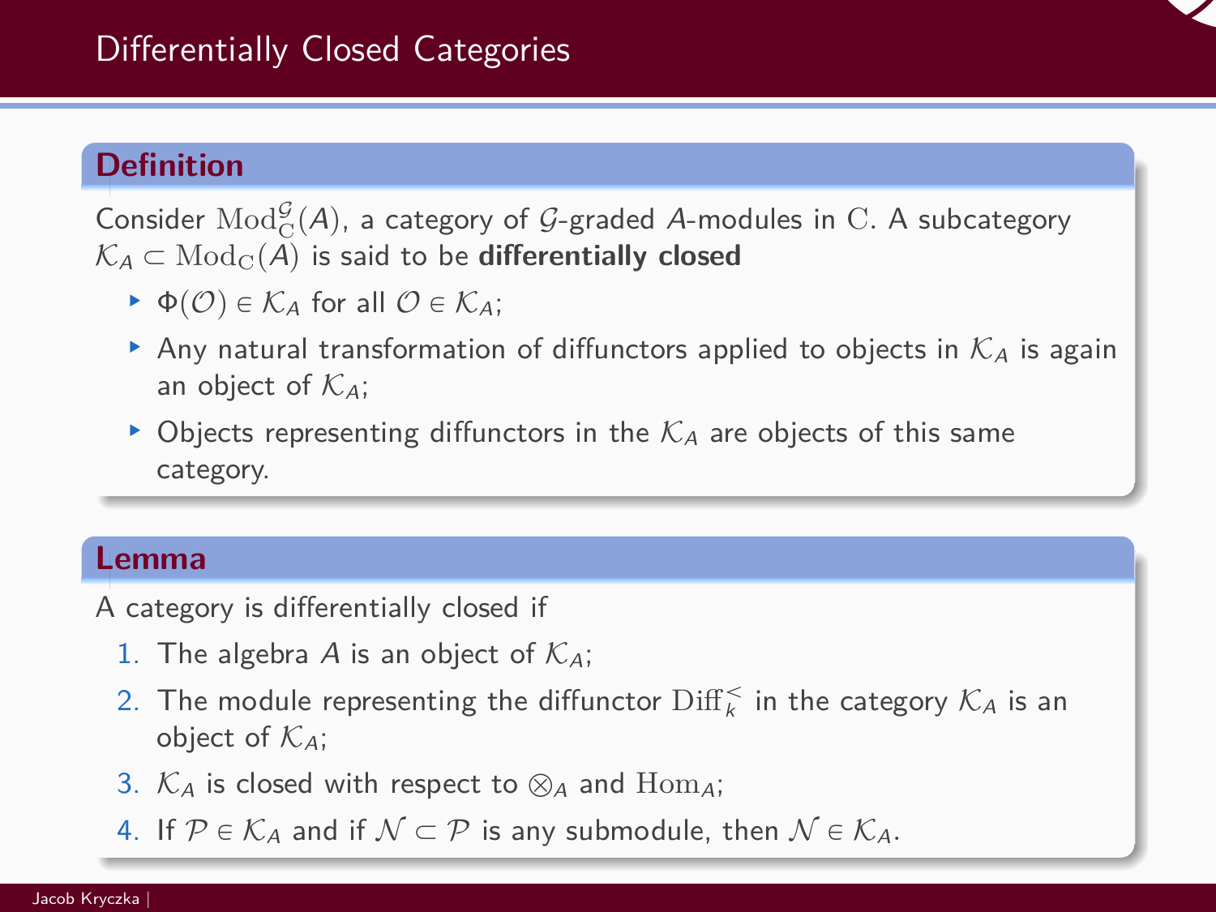## Differentially Closed Categories

### Definition

Consider $\mathrm{Mod}_{\mathrm{C}}^{\mathcal{G}}(A)$, a category of $\mathcal{G}$-graded $A$-modules in $\mathrm{C}$. A subcategory $\mathcal{K}_A \subset \mathrm{Mod}_{\mathrm{C}}(A)$ is said to be **differentially closed**

- $\Phi(\mathcal{O}) \in \mathcal{K}_A$ for all $\mathcal{O} \in \mathcal{K}_A$;
- Any natural transformation of diffunctors applied to objects in $\mathcal{K}_A$ is again an object of $\mathcal{K}_A$;
- Objects representing diffunctors in the $\mathcal{K}_A$ are objects of this same category.

### Lemma

A category is differentially closed if

1. The algebra $A$ is an object of $\mathcal{K}_A$;
2. The module representing the diffunctor $\mathrm{Diff}_k^{<}$ in the category $\mathcal{K}_A$ is an object of $\mathcal{K}_A$;
3. $\mathcal{K}_A$ is closed with respect to $\otimes_A$ and $\mathrm{Hom}_A$;
4. If $\mathcal{P} \in \mathcal{K}_A$ and if $\mathcal{N} \subset \mathcal{P}$ is any submodule, then $\mathcal{N} \in \mathcal{K}_A$.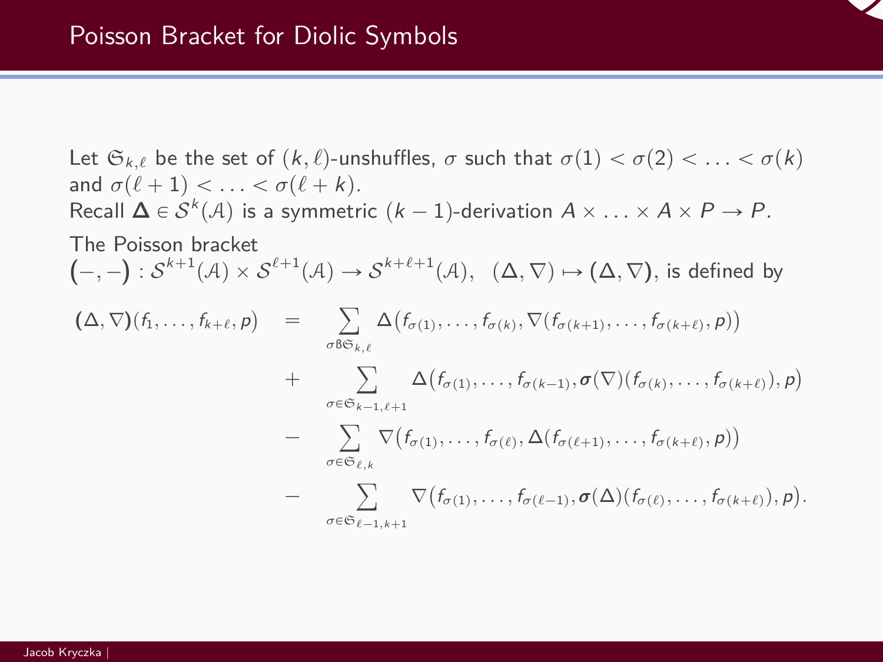# Poisson Bracket for Diolic Symbols

Let $\mathfrak{S}_{k,\ell}$ be the set of $(k,\ell)$-unshuffles, $\sigma$ such that $\sigma(1) < \sigma(2) < \ldots < \sigma(k)$ and $\sigma(\ell+1) < \ldots < \sigma(\ell+k)$.

Recall $\boldsymbol{\Delta} \in \mathcal{S}^k(\mathcal{A})$ is a symmetric $(k-1)$-derivation $A \times \ldots \times A \times P \to P$.

The Poisson bracket $\boldsymbol{(}-,-\boldsymbol{)} : \mathcal{S}^{k+1}(\mathcal{A}) \times \mathcal{S}^{\ell+1}(\mathcal{A}) \to \mathcal{S}^{k+\ell+1}(\mathcal{A}), \;\; (\Delta, \nabla) \mapsto \boldsymbol{(}\Delta, \nabla\boldsymbol{)}$, is defined by

$$
\begin{aligned}
\boldsymbol{(}\Delta, \nabla\boldsymbol{)}(f_1, \ldots, f_{k+\ell}, p) \quad = \quad & \sum_{\sigma ß \mathfrak{S}_{k,\ell}} \Delta\big(f_{\sigma(1)}, \ldots, f_{\sigma(k)}, \nabla(f_{\sigma(k+1)}, \ldots, f_{\sigma(k+\ell)}, p)\big) \\
+ \quad & \sum_{\sigma \in \mathfrak{S}_{k-1,\ell+1}} \Delta\big(f_{\sigma(1)}, \ldots, f_{\sigma(k-1)}, \boldsymbol{\sigma}(\nabla)(f_{\sigma(k)}, \ldots, f_{\sigma(k+\ell)}), p\big) \\
- \quad & \sum_{\sigma \in \mathfrak{S}_{\ell,k}} \nabla\big(f_{\sigma(1)}, \ldots, f_{\sigma(\ell)}, \Delta(f_{\sigma(\ell+1)}, \ldots, f_{\sigma(k+\ell)}, p)\big) \\
- \quad & \sum_{\sigma \in \mathfrak{S}_{\ell-1,k+1}} \nabla\big(f_{\sigma(1)}, \ldots, f_{\sigma(\ell-1)}, \boldsymbol{\sigma}(\Delta)(f_{\sigma(\ell)}, \ldots, f_{\sigma(k+\ell)}), p\big).
\end{aligned}
$$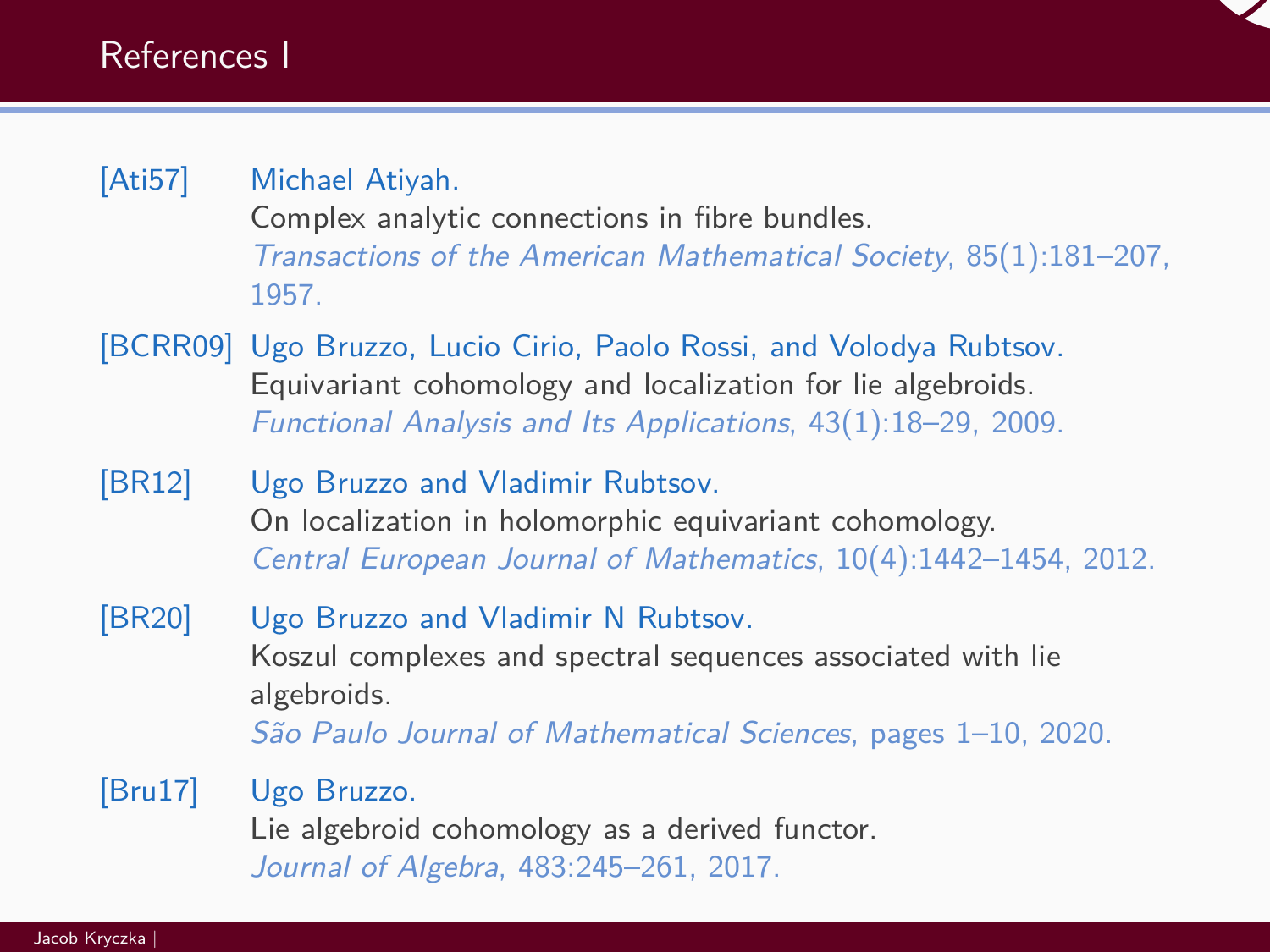# References I

[Ati57] Michael Atiyah.
Complex analytic connections in fibre bundles.
*Transactions of the American Mathematical Society*, 85(1):181–207, 1957.

[BCRR09] Ugo Bruzzo, Lucio Cirio, Paolo Rossi, and Volodya Rubtsov.
Equivariant cohomology and localization for lie algebroids.
*Functional Analysis and Its Applications*, 43(1):18–29, 2009.

[BR12] Ugo Bruzzo and Vladimir Rubtsov.
On localization in holomorphic equivariant cohomology.
*Central European Journal of Mathematics*, 10(4):1442–1454, 2012.

[BR20] Ugo Bruzzo and Vladimir N Rubtsov.
Koszul complexes and spectral sequences associated with lie algebroids.
*São Paulo Journal of Mathematical Sciences*, pages 1–10, 2020.

[Bru17] Ugo Bruzzo.
Lie algebroid cohomology as a derived functor.
*Journal of Algebra*, 483:245–261, 2017.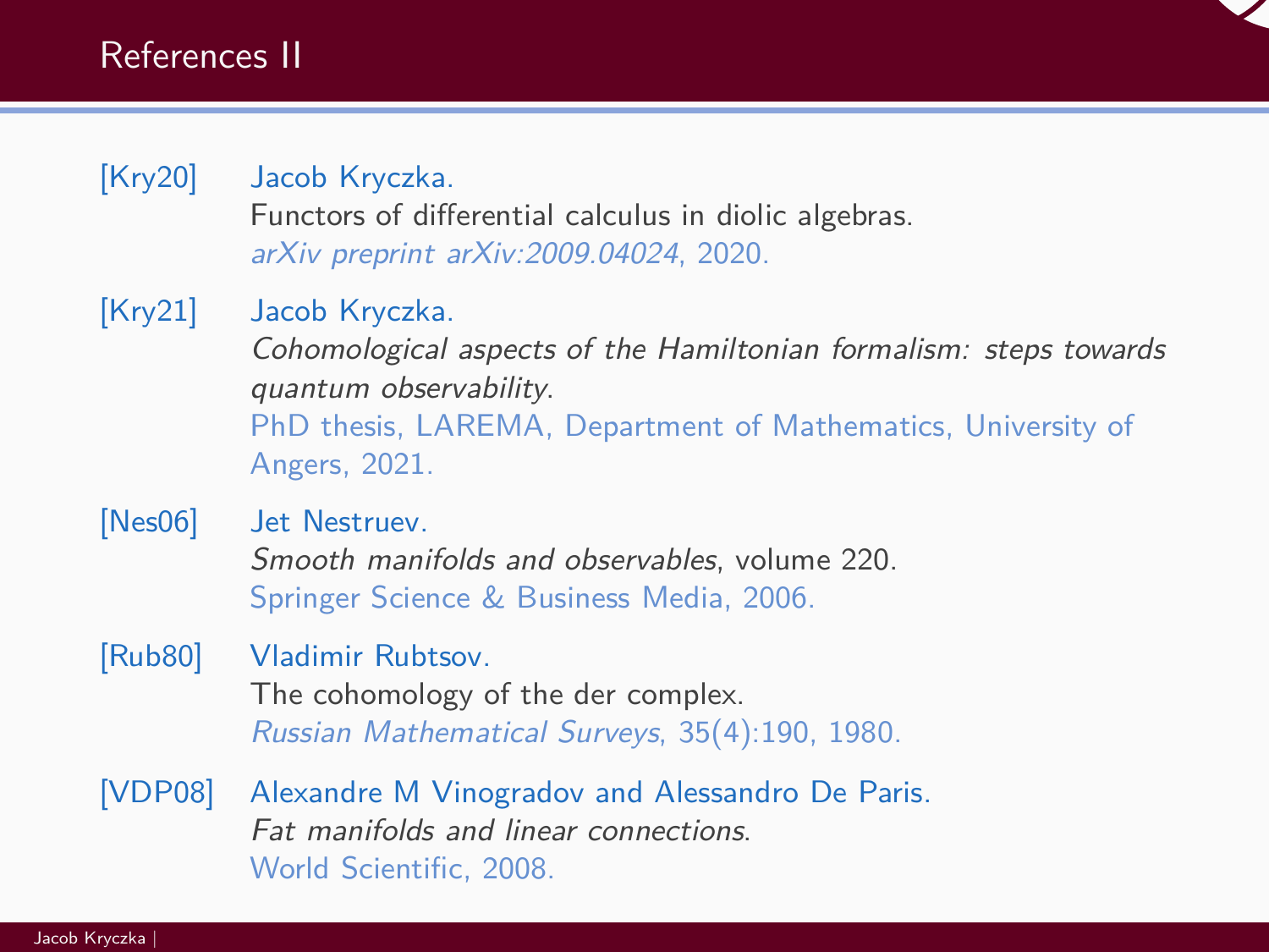## References II

[Kry20] Jacob Kryczka.
Functors of differential calculus in diolic algebras.
*arXiv preprint arXiv:2009.04024*, 2020.

[Kry21] Jacob Kryczka.
*Cohomological aspects of the Hamiltonian formalism: steps towards quantum observability*.
PhD thesis, LAREMA, Department of Mathematics, University of Angers, 2021.

[Nes06] Jet Nestruev.
*Smooth manifolds and observables*, volume 220.
Springer Science & Business Media, 2006.

[Rub80] Vladimir Rubtsov.
The cohomology of the der complex.
*Russian Mathematical Surveys*, 35(4):190, 1980.

[VDP08] Alexandre M Vinogradov and Alessandro De Paris.
*Fat manifolds and linear connections*.
World Scientific, 2008.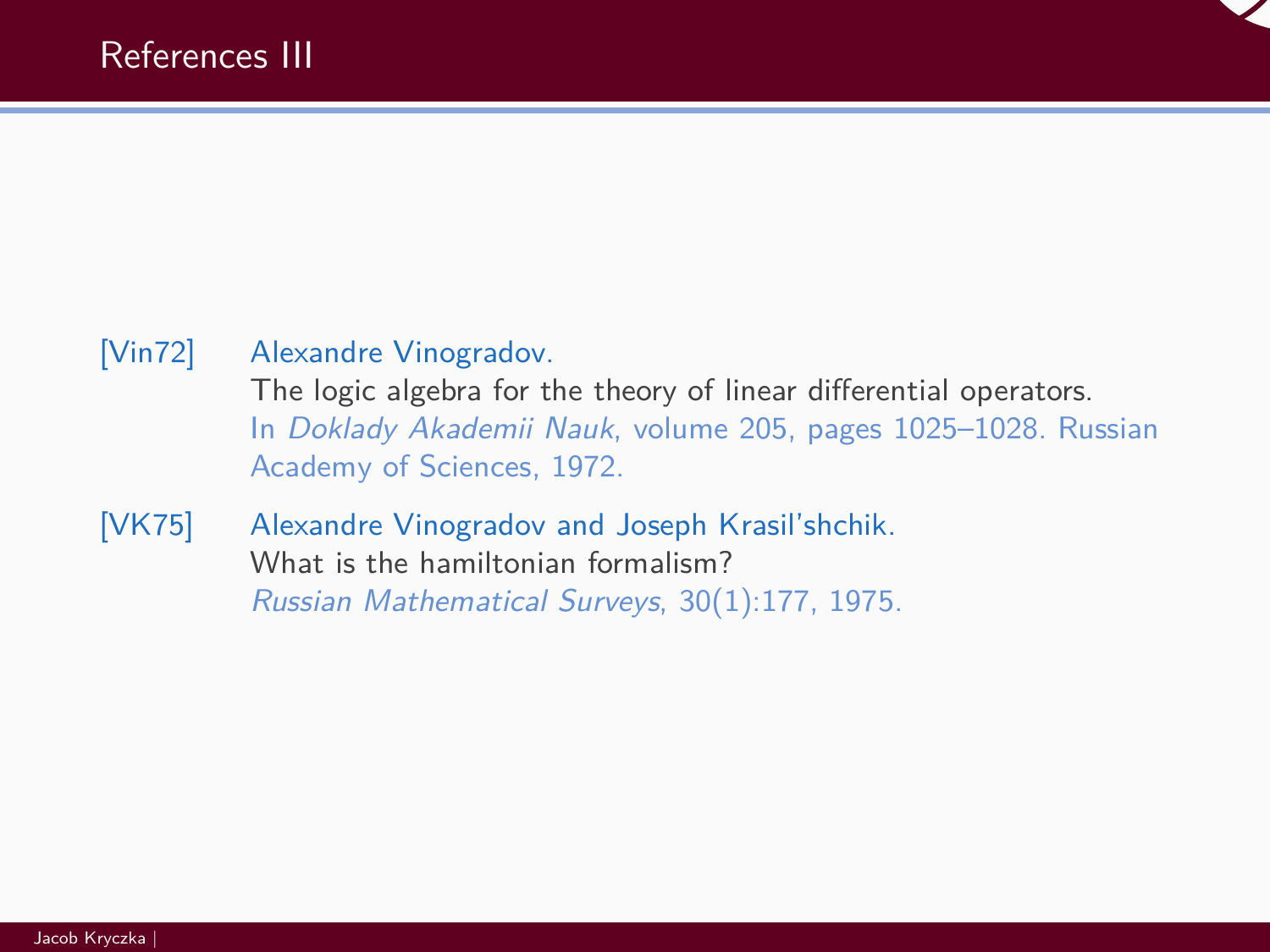# References III

[Vin72] Alexandre Vinogradov.
The logic algebra for the theory of linear differential operators.
In *Doklady Akademii Nauk*, volume 205, pages 1025–1028. Russian Academy of Sciences, 1972.

[VK75] Alexandre Vinogradov and Joseph Krasil'shchik.
What is the hamiltonian formalism?
*Russian Mathematical Surveys*, 30(1):177, 1975.